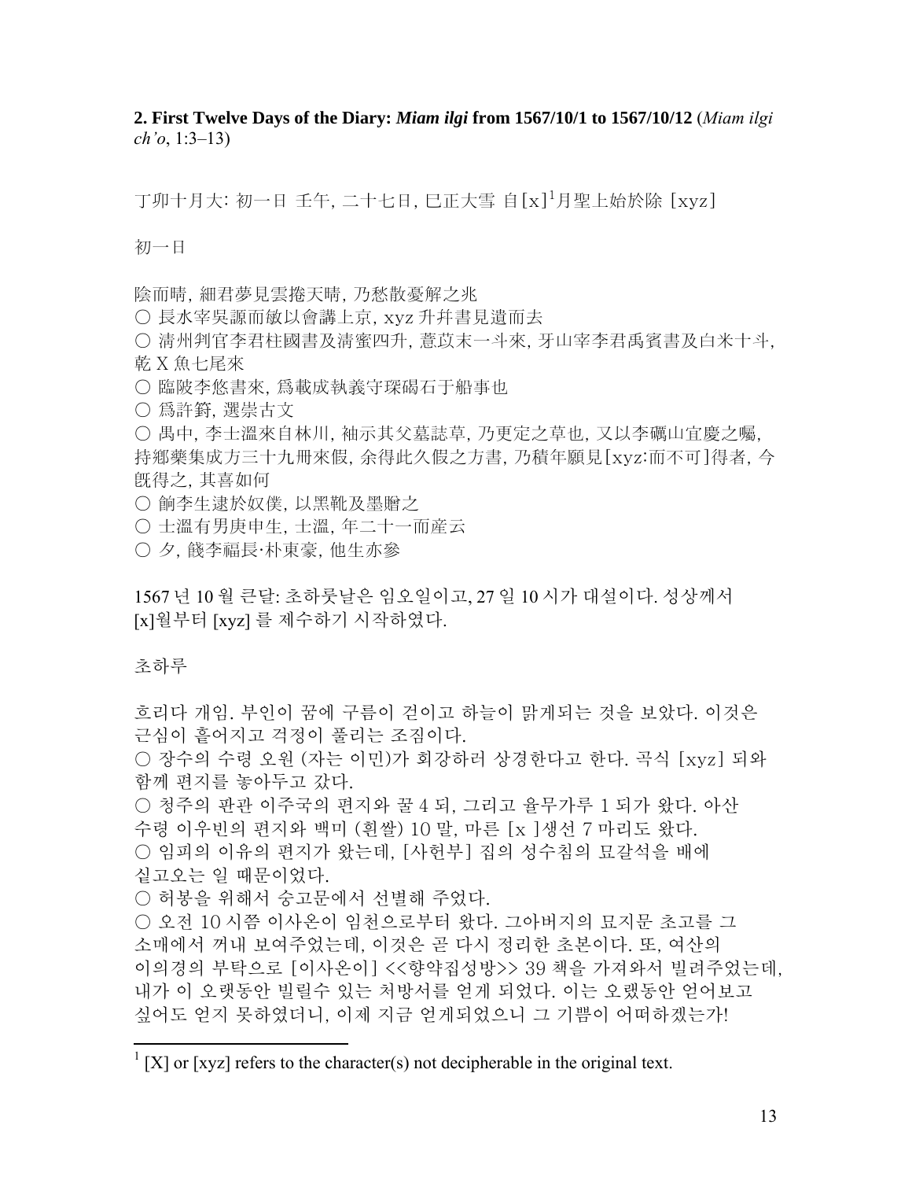**2. First Twelve Days of the Diary: *Miam ilgi* from 1567/10/1 to 1567/10/12** (*Miam ilgi ch'o*, 1:3–13)

丁卯十月大: 初一日 壬午, 二十七日, 巳正大雪 自[x][1]月聖上始於除 [xyz]

初一日

陰而晴, 細君夢見雲捲天晴, 乃愁散憂解之兆

○ 長水宰吳謜而敏以會講上京, xyz 升幷書見遺而去

○ 淸州判官李君柱國書及淸蜜四升, 薏苡末一斗來, 牙山宰李君禹賓書及白米十斗, 乾 X 魚七尾來

○ 臨陂李悠書來, 爲載成執義守琛碣石于船事也

○ 爲許篈, 選崇古文

○ 禺中, 李士溫來自林川, 袖示其父墓誌草, 乃更定之草也, 又以李礪山宜慶之囑, 持鄕藥集成方三十九冊來假, 余得此久假之方書, 乃積年願見[xyz:而不可]得者, 今既得之, 其喜如何

○ 餉李生逮於奴僕, 以黑靴及墨贈之

○ 士溫有男庚申生, 士溫, 年二十一而產云

○ 夕, 餞李福長·朴東豪, 他生亦參

1567 년 10 월 큰달: 초하룻날은 임오일이고, 27 일 10 시가 대설이다. 성상께서 [x]월부터 [xyz] 를 제수하기 시작하였다.

초하루

흐리다 개임. 부인이 꿈에 구름이 걷이고 하늘이 맑게되는 것을 보았다. 이것은 근심이 흩어지고 걱정이 풀리는 조짐이다.

○ 장수의 수령 오원 (자는 이민)가 회강하러 상경한다고 한다. 곡식 [xyz] 되와 함께 편지를 놓아두고 갔다.

○ 청주의 판관 이주국의 편지와 꿀 4 되, 그리고 율무가루 1 되가 왔다. 아산 수령 이우빈의 편지와 백미 (흰쌀) 10 말, 마른 [x ]생선 7 마리도 왔다.

○ 임피의 이유의 편지가 왔는데, [사헌부] 집의 성수침의 묘갈석을 배에 싣고오는 일 때문이었다.

○ 허봉을 위해서 숭고문에서 선별해 주었다.

○ 오전 10 시쯤 이사온이 임천으로부터 왔다. 그아버지의 묘지문 초고를 그 소매에서 꺼내 보여주었는데, 이것은 곧 다시 정리한 초본이다. 또, 여산의 이의경의 부탁으로 [이사온이] <<향약집성방>> 39 책을 가져와서 빌려주었는데, 내가 이 오랫동안 빌릴수 있는 처방서를 얻게 되었다. 이는 오랬동안 얻어보고 싶어도 얻지 못하였더니, 이제 지금 얻게되었으니 그 기쁨이 어떠하겠는가!

---

[1] [X] or [xyz] refers to the character(s) not decipherable in the original text.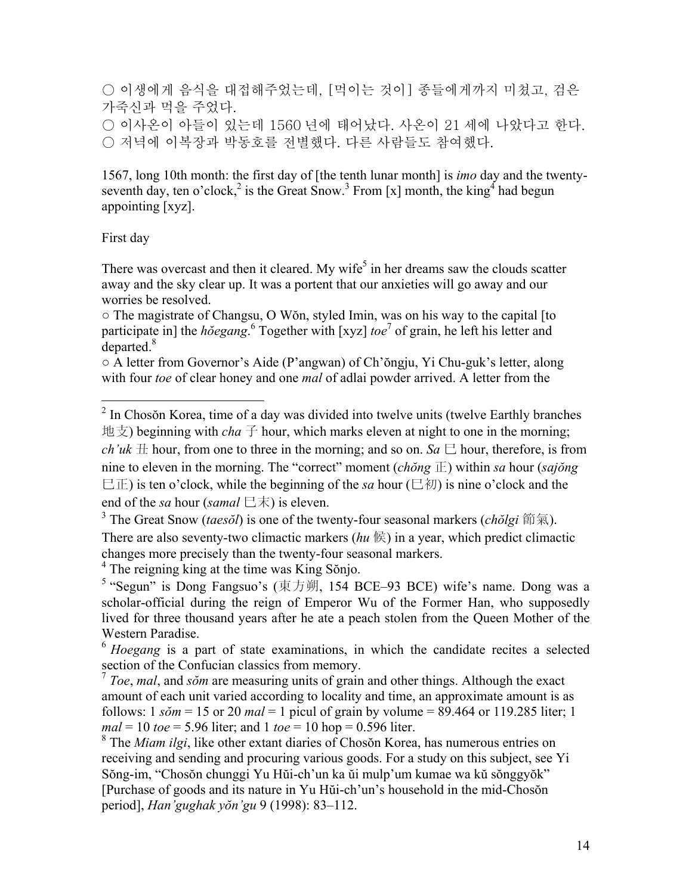○ 이생에게 음식을 대접해주었는데, [먹이는 것이] 종들에게까지 미쳤고, 검은 가죽신과 먹을 주었다.
○ 이사온이 아들이 있는데 1560 년에 태어났다. 사온이 21 세에 나왔다고 한다.
○ 저녁에 이복장과 박동호를 전별했다. 다른 사람들도 참여했다.

1567, long 10th month: the first day of [the tenth lunar month] is *imo* day and the twenty-seventh day, ten o'clock,[2] is the Great Snow.[3] From [x] month, the king[4] had begun appointing [xyz].

First day

There was overcast and then it cleared. My wife[5] in her dreams saw the clouds scatter away and the sky clear up. It was a portent that our anxieties will go away and our worries be resolved.
○ The magistrate of Changsu, O Wŏn, styled Imin, was on his way to the capital [to participate in] the *hŏegang*.[6] Together with [xyz] *toe*[7] of grain, he left his letter and departed.[8]
○ A letter from Governor's Aide (P'angwan) of Ch'ŏngju, Yi Chu-guk's letter, along with four *toe* of clear honey and one *mal* of adlai powder arrived. A letter from the

---

[2] In Chosŏn Korea, time of a day was divided into twelve units (twelve Earthly branches 地支) beginning with *cha* 子 hour, which marks eleven at night to one in the morning; *ch'uk* 丑 hour, from one to three in the morning; and so on. *Sa* 巳 hour, therefore, is from nine to eleven in the morning. The "correct" moment (*chŏng* 正) within *sa* hour (*sajŏng* 巳正) is ten o'clock, while the beginning of the *sa* hour (巳初) is nine o'clock and the end of the *sa* hour (*samal* 巳末) is eleven.

[3] The Great Snow (*taesŏl*) is one of the twenty-four seasonal markers (*chŏlgi* 節氣). There are also seventy-two climactic markers (*hu* 候) in a year, which predict climactic changes more precisely than the twenty-four seasonal markers.

[4] The reigning king at the time was King Sŏnjo.

[5] "Segun" is Dong Fangsuo's (東方朔, 154 BCE–93 BCE) wife's name. Dong was a scholar-official during the reign of Emperor Wu of the Former Han, who supposedly lived for three thousand years after he ate a peach stolen from the Queen Mother of the Western Paradise.

[6] *Hoegang* is a part of state examinations, in which the candidate recites a selected section of the Confucian classics from memory.

[7] *Toe*, *mal*, and *sŏm* are measuring units of grain and other things. Although the exact amount of each unit varied according to locality and time, an approximate amount is as follows: 1 *sŏm* = 15 or 20 *mal* = 1 picul of grain by volume = 89.464 or 119.285 liter; 1 *mal* = 10 *toe* = 5.96 liter; and 1 *toe* = 10 hop = 0.596 liter.

[8] The *Miam ilgi*, like other extant diaries of Chosŏn Korea, has numerous entries on receiving and sending and procuring various goods. For a study on this subject, see Yi Sŏng-im, "Chosŏn chunggi Yu Hŭi-ch'un ka ŭi mulp'um kumae wa kŭ sŏnggyŏk" [Purchase of goods and its nature in Yu Hŭi-ch'un's household in the mid-Chosŏn period], *Han'gughak yŏn'gu* 9 (1998): 83–112.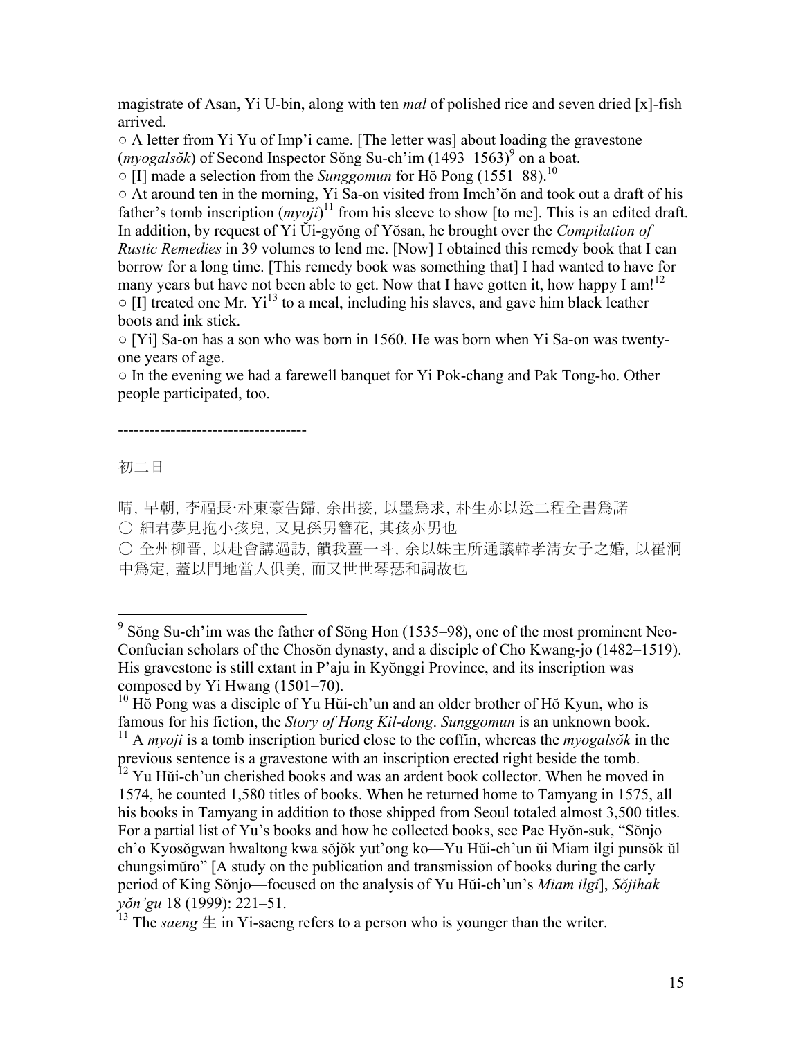magistrate of Asan, Yi U-bin, along with ten *mal* of polished rice and seven dried [x]-fish arrived.

○ A letter from Yi Yu of Imp'i came. [The letter was] about loading the gravestone (*myogalsŏk*) of Second Inspector Sŏng Su-ch'im (1493–1563)[9] on a boat.

○ [I] made a selection from the *Sunggomun* for Hŏ Pong (1551–88).[10]

○ At around ten in the morning, Yi Sa-on visited from Imch'ŏn and took out a draft of his father's tomb inscription (*myoji*)[11] from his sleeve to show [to me]. This is an edited draft. In addition, by request of Yi Ŭi-gyŏng of Yŏsan, he brought over the *Compilation of Rustic Remedies* in 39 volumes to lend me. [Now] I obtained this remedy book that I can borrow for a long time. [This remedy book was something that] I had wanted to have for many years but have not been able to get. Now that I have gotten it, how happy I am![12]

○ [I] treated one Mr. Yi[13] to a meal, including his slaves, and gave him black leather boots and ink stick.

○ [Yi] Sa-on has a son who was born in 1560. He was born when Yi Sa-on was twenty-one years of age.

○ In the evening we had a farewell banquet for Yi Pok-chang and Pak Tong-ho. Other people participated, too.

------------------------------------

初二日

晴, 早朝, 李福長·朴東豪告歸, 余出接, 以墨爲求, 朴生亦以送二程全書爲諾

○ 細君夢見抱小孩兒, 又見孫男簪花, 其孩亦男也

○ 全州柳晋, 以赴會講過訪, 饋我薑一斗, 余以妹主所通議韓孝淸女子之婚, 以崔洞中爲定, 蓋以門地當人俱美, 而又世世琴瑟和調故也

---

[9] Sŏng Su-ch'im was the father of Sŏng Hon (1535–98), one of the most prominent Neo-Confucian scholars of the Chosŏn dynasty, and a disciple of Cho Kwang-jo (1482–1519). His gravestone is still extant in P'aju in Kyŏnggi Province, and its inscription was composed by Yi Hwang (1501–70).

[10] Hŏ Pong was a disciple of Yu Hŭi-ch'un and an older brother of Hŏ Kyun, who is famous for his fiction, the *Story of Hong Kil-dong*. *Sunggomun* is an unknown book.

[11] A *myoji* is a tomb inscription buried close to the coffin, whereas the *myogalsŏk* in the previous sentence is a gravestone with an inscription erected right beside the tomb.

[12] Yu Hŭi-ch'un cherished books and was an ardent book collector. When he moved in 1574, he counted 1,580 titles of books. When he returned home to Tamyang in 1575, all his books in Tamyang in addition to those shipped from Seoul totaled almost 3,500 titles. For a partial list of Yu's books and how he collected books, see Pae Hyŏn-suk, "Sŏnjo ch'o Kyosŏgwan hwaltong kwa sŏjŏk yut'ong ko—Yu Hŭi-ch'un ŭi Miam ilgi punsŏk ŭl chungsimŭro" [A study on the publication and transmission of books during the early period of King Sŏnjo—focused on the analysis of Yu Hŭi-ch'un's *Miam ilgi*], *Sŏjihak yŏn'gu* 18 (1999): 221–51.

[13] The *saeng* 生 in Yi-saeng refers to a person who is younger than the writer.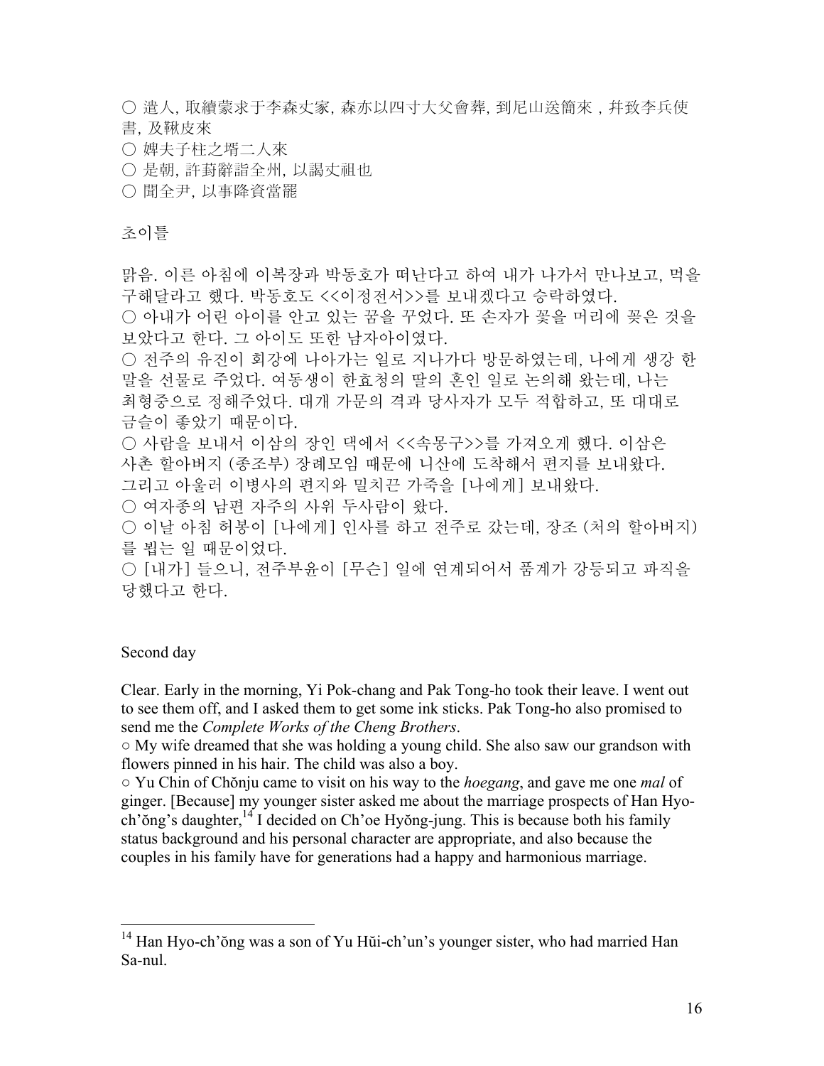○ 遣人, 取續蒙求于李森丈家, 森亦以四寸大父會葬, 到尼山送簡來，幷致李兵使書, 及鞦皮來
○ 婢夫子柱之壻二人來
○ 是朝, 許葑辭詣全州, 以謁丈祖也
○ 聞全尹, 以事降資當罷

초이틀

맑음. 이른 아침에 이복장과 박동호가 떠난다고 하여 내가 나가서 만나보고, 먹을 구해달라고 했다. 박동호도 <<이정전서>>를 보내겠다고 승락하였다.
○ 아내가 어린 아이를 안고 있는 꿈을 꾸었다. 또 손자가 꽃을 머리에 꽂은 것을 보았다고 한다. 그 아이도 또한 남자아이였다.
○ 전주의 유진이 회강에 나아가는 일로 지나가다 방문하였는데, 나에게 생강 한 말을 선물로 주었다. 여동생이 한효청의 딸의 혼인 일로 논의해 왔는데, 나는 최형중으로 정해주었다. 대개 가문의 격과 당사자가 모두 적합하고, 또 대대로 금슬이 좋았기 때문이다.
○ 사람을 보내서 이삼의 장인 댁에서 <<속몽구>>를 가져오게 했다. 이삼은 사촌 할아버지 (종조부) 장례모임 때문에 니산에 도착해서 편지를 보내왔다. 그리고 아울러 이병사의 편지와 밀치끈 가죽을 [나에게] 보내왔다.
○ 여자종의 남편 자주의 사위 두사람이 왔다.
○ 이날 아침 허봉이 [나에게] 인사를 하고 전주로 갔는데, 장조 (처의 할아버지)를 뵙는 일 때문이었다.
○ [내가] 들으니, 전주부윤이 [무슨] 일에 연계되어서 품계가 강등되고 파직을 당했다고 한다.

Second day

Clear. Early in the morning, Yi Pok-chang and Pak Tong-ho took their leave. I went out to see them off, and I asked them to get some ink sticks. Pak Tong-ho also promised to send me the *Complete Works of the Cheng Brothers*.
○ My wife dreamed that she was holding a young child. She also saw our grandson with flowers pinned in his hair. The child was also a boy.
○ Yu Chin of Chŏnju came to visit on his way to the *hoegang*, and gave me one *mal* of ginger. [Because] my younger sister asked me about the marriage prospects of Han Hyo-ch'ŏng's daughter,[14] I decided on Ch'oe Hyŏng-jung. This is because both his family status background and his personal character are appropriate, and also because the couples in his family have for generations had a happy and harmonious marriage.

[14] Han Hyo-ch'ŏng was a son of Yu Hŭi-ch'un's younger sister, who had married Han Sa-nul.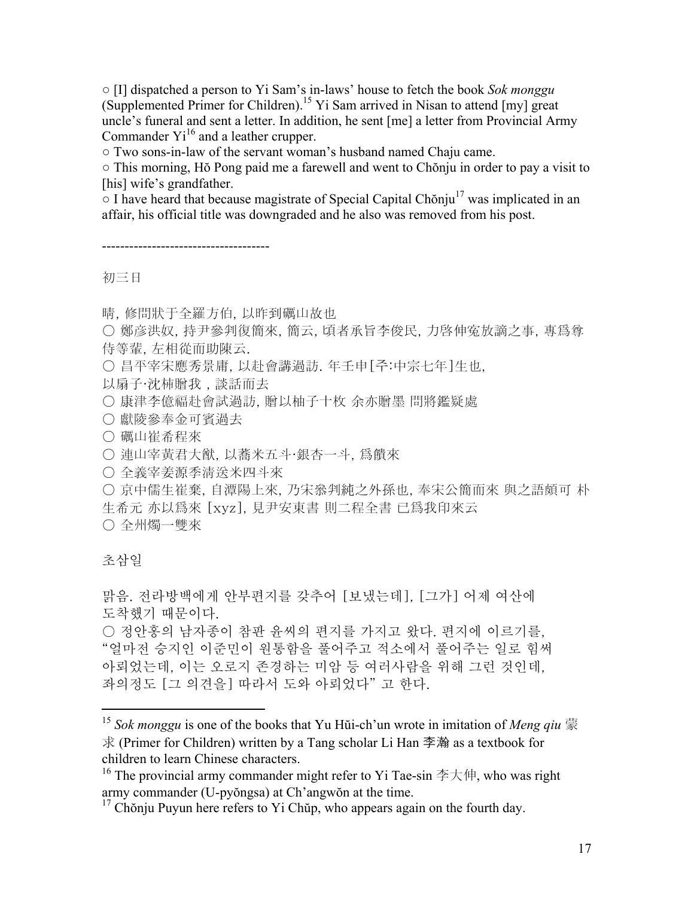○ [I] dispatched a person to Yi Sam's in-laws' house to fetch the book *Sok monggu* (Supplemented Primer for Children).[15] Yi Sam arrived in Nisan to attend [my] great uncle's funeral and sent a letter. In addition, he sent [me] a letter from Provincial Army Commander Yi[16] and a leather crupper.

○ Two sons-in-law of the servant woman's husband named Chaju came.

○ This morning, Hŏ Pong paid me a farewell and went to Chŏnju in order to pay a visit to [his] wife's grandfather.

○ I have heard that because magistrate of Special Capital Chŏnju[17] was implicated in an affair, his official title was downgraded and he also was removed from his post.

------------------------------------

初三日

晴, 修問狀于全羅方伯, 以昨到礪山故也

○ 鄭彦洪奴, 持尹參判復簡來, 簡云, 頃者承旨李俊民, 力啓伸寃放謫之事, 專爲尊侍等輩, 左相從而助陳云.

○ 昌平宰宋應秀景庸, 以赴會講過訪. 年壬申[주:中宗七年]生也,
以扇子·沈柹贈我 , 談話而去

○ 康津李億福赴會試過訪, 贈以柚子十枚 余亦贈墨 問將鑑疑處

○ 獻陵參奉金可賓過去

○ 礪山崔希程來

○ 連山宰黃君大猷, 以蕎米五斗·銀杏一斗, 爲饋來

○ 全義宰姜源季淸送米四斗來

○ 京中儒生崔棄, 自潭陽上來, 乃宋叅判純之外孫也, 奉宋公簡而來 與之語頗可 朴生希元 亦以爲來 [xyz], 見尹安東書 則二程全書 已爲我印來云

○ 全州燭一雙來

초삼일

맑음. 전라방백에게 안부편지를 갖추어 [보냈는데], [그가] 어제 여산에 도착했기 때문이다.

○ 정안홍의 남자종이 참판 윤씨의 편지를 가지고 왔다. 편지에 이르기를, "얼마전 승지인 이준민이 원통함을 풀어주고 적소에서 풀어주는 일로 힘써 아뢰었는데, 이는 오로지 존경하는 미암 등 여러사람을 위해 그런 것인데, 좌의정도 [그 의견을] 따라서 도와 아뢰었다" 고 한다.

---

[15] *Sok monggu* is one of the books that Yu Hŭi-ch'un wrote in imitation of *Meng qiu* 蒙求 (Primer for Children) written by a Tang scholar Li Han 李瀚 as a textbook for children to learn Chinese characters.

[16] The provincial army commander might refer to Yi Tae-sin 李大伸, who was right army commander (U-pyŏngsa) at Ch'angwŏn at the time.

[17] Chŏnju Puyun here refers to Yi Chŭp, who appears again on the fourth day.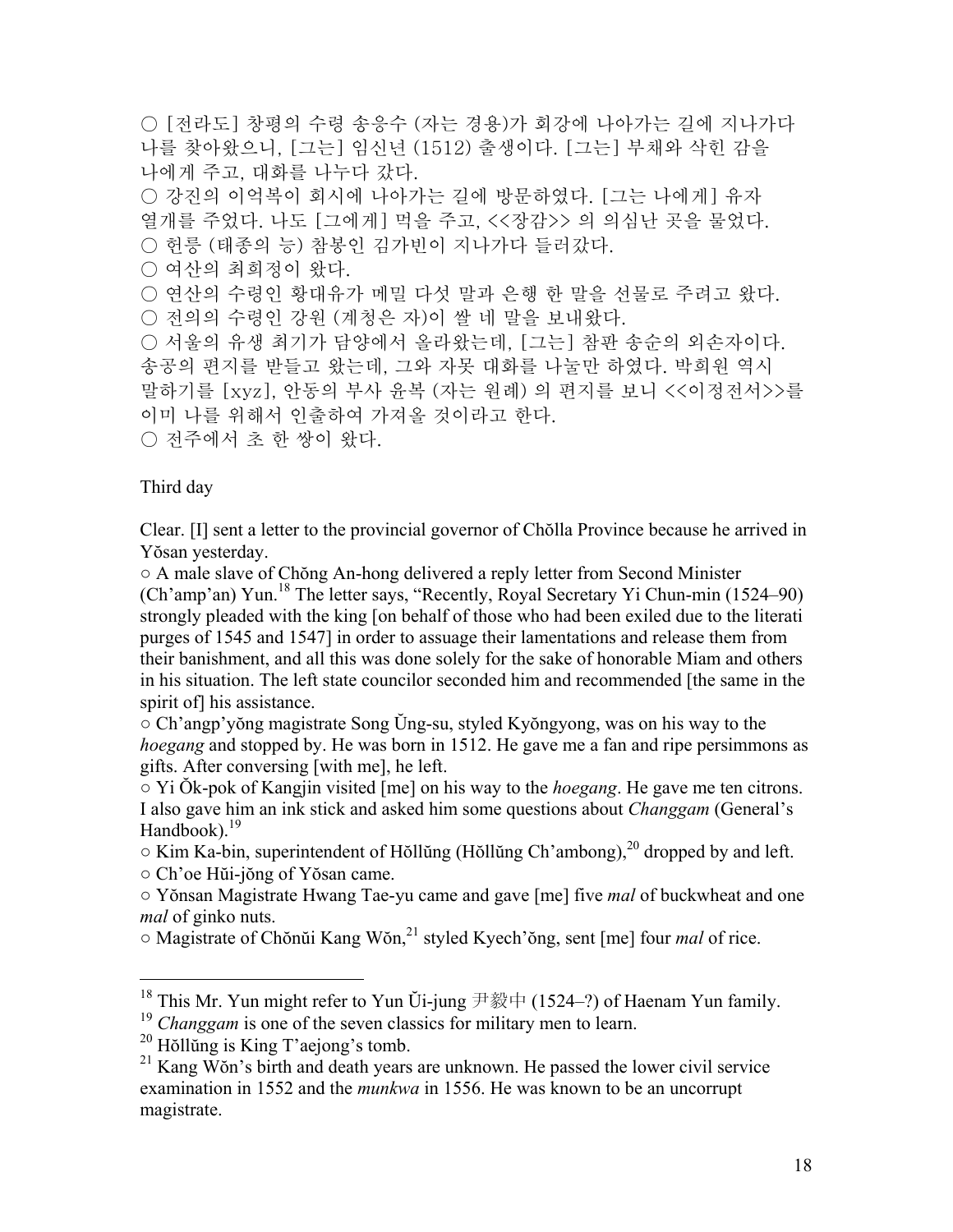○ [전라도] 창평의 수령 송응수 (자는 경용)가 회강에 나아가는 길에 지나가다 나를 찾아왔으니, [그는] 임신년 (1512) 출생이다. [그는] 부채와 삭힌 감을 나에게 주고, 대화를 나누다 갔다.
○ 강진의 이억복이 회시에 나아가는 길에 방문하였다. [그는 나에게] 유자 열개를 주었다. 나도 [그에게] 먹을 주고, <<장감>> 의 의심난 곳을 물었다.
○ 헌릉 (태종의 능) 참봉인 김가빈이 지나가다 들러갔다.
○ 여산의 최희정이 왔다.
○ 연산의 수령인 황대유가 메밀 다섯 말과 은행 한 말을 선물로 주려고 왔다.
○ 전의의 수령인 강원 (계청은 자)이 쌀 네 말을 보내왔다.
○ 서울의 유생 최기가 담양에서 올라왔는데, [그는] 참판 송순의 외손자이다. 송공의 편지를 받들고 왔는데, 그와 자못 대화를 나눌만 하였다. 박희원 역시 말하기를 [xyz], 안동의 부사 윤복 (자는 원례) 의 편지를 보니 <<이정전서>>를 이미 나를 위해서 인출하여 가져올 것이라고 한다.
○ 전주에서 초 한 쌍이 왔다.

Third day

Clear. [I] sent a letter to the provincial governor of Chŏlla Province because he arrived in Yŏsan yesterday.
○ A male slave of Chŏng An-hong delivered a reply letter from Second Minister (Ch'amp'an) Yun.[18] The letter says, "Recently, Royal Secretary Yi Chun-min (1524–90) strongly pleaded with the king [on behalf of those who had been exiled due to the literati purges of 1545 and 1547] in order to assuage their lamentations and release them from their banishment, and all this was done solely for the sake of honorable Miam and others in his situation. The left state councilor seconded him and recommended [the same in the spirit of] his assistance.
○ Ch'angp'yŏng magistrate Song Ŭng-su, styled Kyŏngyong, was on his way to the *hoegang* and stopped by. He was born in 1512. He gave me a fan and ripe persimmons as gifts. After conversing [with me], he left.
○ Yi Ŏk-pok of Kangjin visited [me] on his way to the *hoegang*. He gave me ten citrons. I also gave him an ink stick and asked him some questions about *Changgam* (General's Handbook).[19]
○ Kim Ka-bin, superintendent of Hŏllŭng (Hŏllŭng Ch'ambong),[20] dropped by and left.
○ Ch'oe Hŭi-jŏng of Yŏsan came.
○ Yŏnsan Magistrate Hwang Tae-yu came and gave [me] five *mal* of buckwheat and one *mal* of ginko nuts.
○ Magistrate of Chŏnŭi Kang Wŏn,[21] styled Kyech'ŏng, sent [me] four *mal* of rice.

---

[18] This Mr. Yun might refer to Yun Ŭi-jung 尹毅中 (1524–?) of Haenam Yun family.
[19] *Changgam* is one of the seven classics for military men to learn.
[20] Hŏllŭng is King T'aejong's tomb.
[21] Kang Wŏn's birth and death years are unknown. He passed the lower civil service examination in 1552 and the *munkwa* in 1556. He was known to be an uncorrupt magistrate.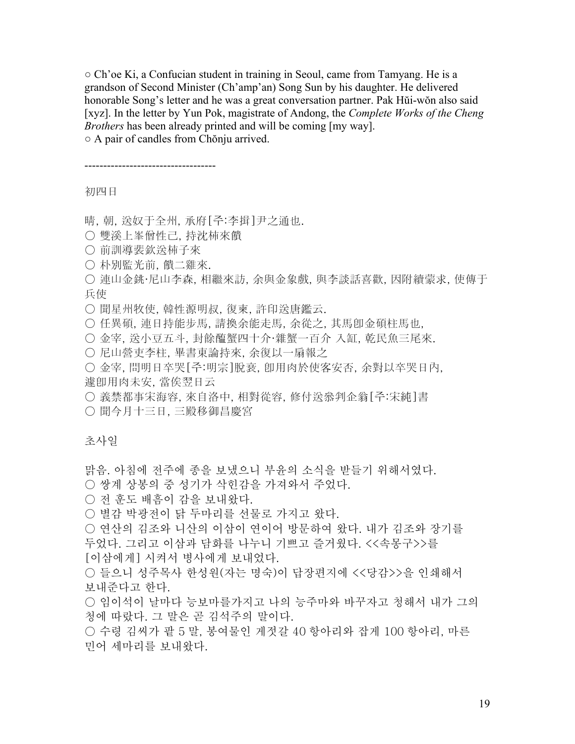○ Ch'oe Ki, a Confucian student in training in Seoul, came from Tamyang. He is a grandson of Second Minister (Ch'amp'an) Song Sun by his daughter. He delivered honorable Song's letter and he was a great conversation partner. Pak Hŭi-wŏn also said [xyz]. In the letter by Yun Pok, magistrate of Andong, the *Complete Works of the Cheng Brothers* has been already printed and will be coming [my way].
○ A pair of candles from Chŏnju arrived.

-----------------------------------

初四日

晴, 朝, 送奴于全州, 承府[주:李揖]尹之通也.
○ 雙溪上峯僧性己, 持沈柹來饋
○ 前訓導裵欽送柹子來
○ 朴別監光前, 饋二雞來.
○ 連山金銚·尼山李森, 相繼來訪, 余與金象戱, 與李談話喜歡, 因附續蒙求, 使傳于兵使
○ 聞星州牧使, 韓性源明叔, 復柬, 許印送唐鑑云.
○ 任異碩, 連日持能步馬, 請換余能走馬, 余從之, 其馬卽金碩柱馬也,
○ 金宰, 送小豆五斗, 封餘醢蟹四十介·雜蟹一百介 入缸, 乾民魚三尾來.
○ 尼山營吏李柱, 畢書東論持來, 余復以一扇報之
○ 金宰, 問明日卒哭[주:明宗]脫衰, 卽用肉於使客安否, 余對以卒哭日內, 遽卽用肉未安, 當俟翌日云
○ 義禁都事宋海容, 來自洛中, 相對從容, 修付送叅判企翁[주:宋純]書
○ 聞今月十三日, 三殿移御昌慶宮

초사일

맑음. 아침에 전주에 종을 보냈으니 부윤의 소식을 받들기 위해서였다.
○ 쌍계 상봉의 중 성기가 삭힌감을 가져와서 주었다.
○ 전 훈도 배흠이 감을 보내왔다.
○ 별감 박광전이 닭 두마리를 선물로 가지고 왔다.
○ 연산의 김조와 니산의 이삼이 연이어 방문하여 왔다. 내가 김조와 장기를 두었다. 그리고 이삼과 담화를 나누니 기쁘고 즐거웠다. <<속몽구>>를 [이삼에게] 시켜서 병사에게 보내었다.
○ 들으니 성주목사 한성원(자는 명숙)이 답장편지에 <<당감>>을 인쇄해서 보내준다고 한다.
○ 임이석이 날마다 능보마를가지고 나의 능주마와 바꾸자고 청해서 내가 그의 청에 따랐다. 그 말은 곧 김석주의 말이다.
○ 수령 김씨가 팥 5 말, 봉여물인 게젓갈 40 항아리와 잡게 100 항아리, 마른 민어 세마리를 보내왔다.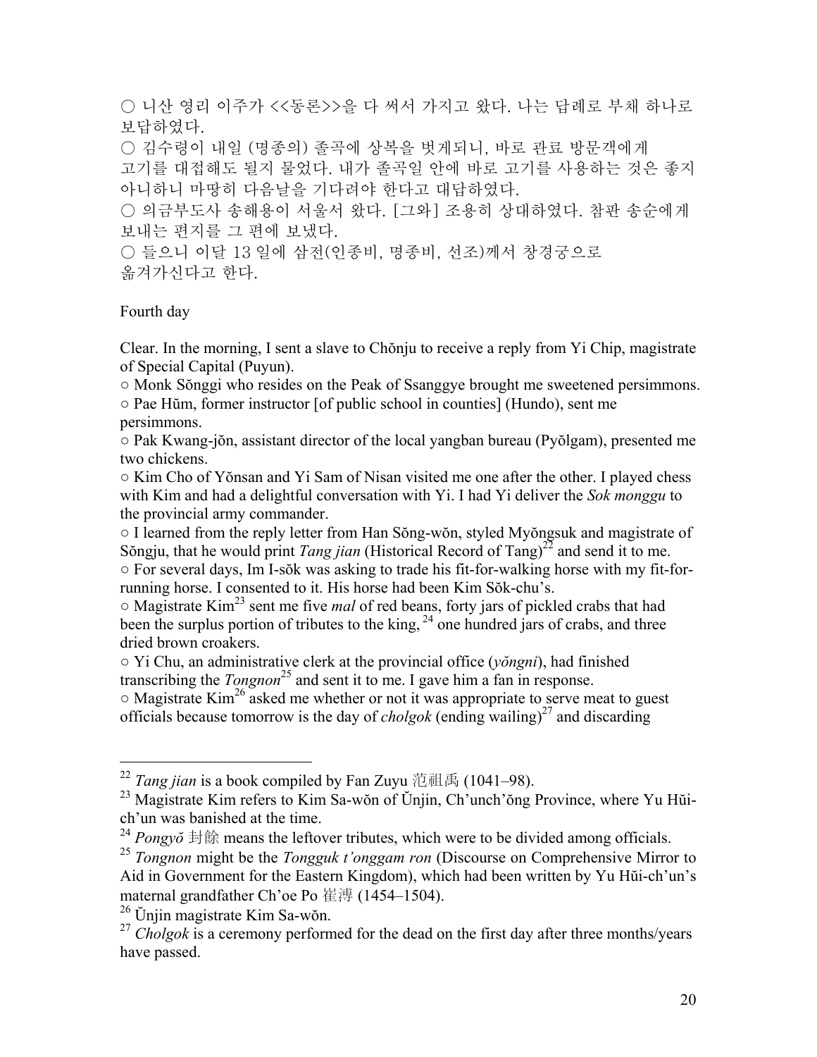○ 니산 영리 이주가 <<동론>>을 다 써서 가지고 왔다. 나는 답례로 부채 하나로 보답하였다.
○ 김수령이 내일 (명종의) 졸곡에 상복을 벗게되니, 바로 관료 방문객에게 고기를 대접해도 될지 물었다. 내가 졸곡일 안에 바로 고기를 사용하는 것은 좋지 아니하니 마땅히 다음날을 기다려야 한다고 대답하였다.
○ 의금부도사 송해용이 서울서 왔다. [그와] 조용히 상대하였다. 참판 송순에게 보내는 편지를 그 편에 보냈다.
○ 들으니 이달 13 일에 삼전(인종비, 명종비, 선조)께서 창경궁으로 옮겨가신다고 한다.

Fourth day

Clear. In the morning, I sent a slave to Chŏnju to receive a reply from Yi Chip, magistrate of Special Capital (Puyun).
○ Monk Sŏnggi who resides on the Peak of Ssanggye brought me sweetened persimmons.
○ Pae Hŭm, former instructor [of public school in counties] (Hundo), sent me persimmons.
○ Pak Kwang-jŏn, assistant director of the local yangban bureau (Pyŏlgam), presented me two chickens.
○ Kim Cho of Yŏnsan and Yi Sam of Nisan visited me one after the other. I played chess with Kim and had a delightful conversation with Yi. I had Yi deliver the *Sok monggu* to the provincial army commander.
○ I learned from the reply letter from Han Sŏng-wŏn, styled Myŏngsuk and magistrate of Sŏngju, that he would print *Tang jian* (Historical Record of Tang)[22] and send it to me.
○ For several days, Im I-sŏk was asking to trade his fit-for-walking horse with my fit-for-running horse. I consented to it. His horse had been Kim Sŏk-chu's.
○ Magistrate Kim[23] sent me five *mal* of red beans, forty jars of pickled crabs that had been the surplus portion of tributes to the king,[24] one hundred jars of crabs, and three dried brown croakers.
○ Yi Chu, an administrative clerk at the provincial office (*yŏngni*), had finished transcribing the *Tongnon*[25] and sent it to me. I gave him a fan in response.
○ Magistrate Kim[26] asked me whether or not it was appropriate to serve meat to guest officials because tomorrow is the day of *cholgok* (ending wailing)[27] and discarding

---

[22] *Tang jian* is a book compiled by Fan Zuyu 范祖禹 (1041–98).
[23] Magistrate Kim refers to Kim Sa-wŏn of Ŭnjin, Ch'unch'ŏng Province, where Yu Hŭi-ch'un was banished at the time.
[24] *Pongyŏ* 封餘 means the leftover tributes, which were to be divided among officials.
[25] *Tongnon* might be the *Tongguk t'onggam ron* (Discourse on Comprehensive Mirror to Aid in Government for the Eastern Kingdom), which had been written by Yu Hŭi-ch'un's maternal grandfather Ch'oe Po 崔溥 (1454–1504).
[26] Ŭnjin magistrate Kim Sa-wŏn.
[27] *Cholgok* is a ceremony performed for the dead on the first day after three months/years have passed.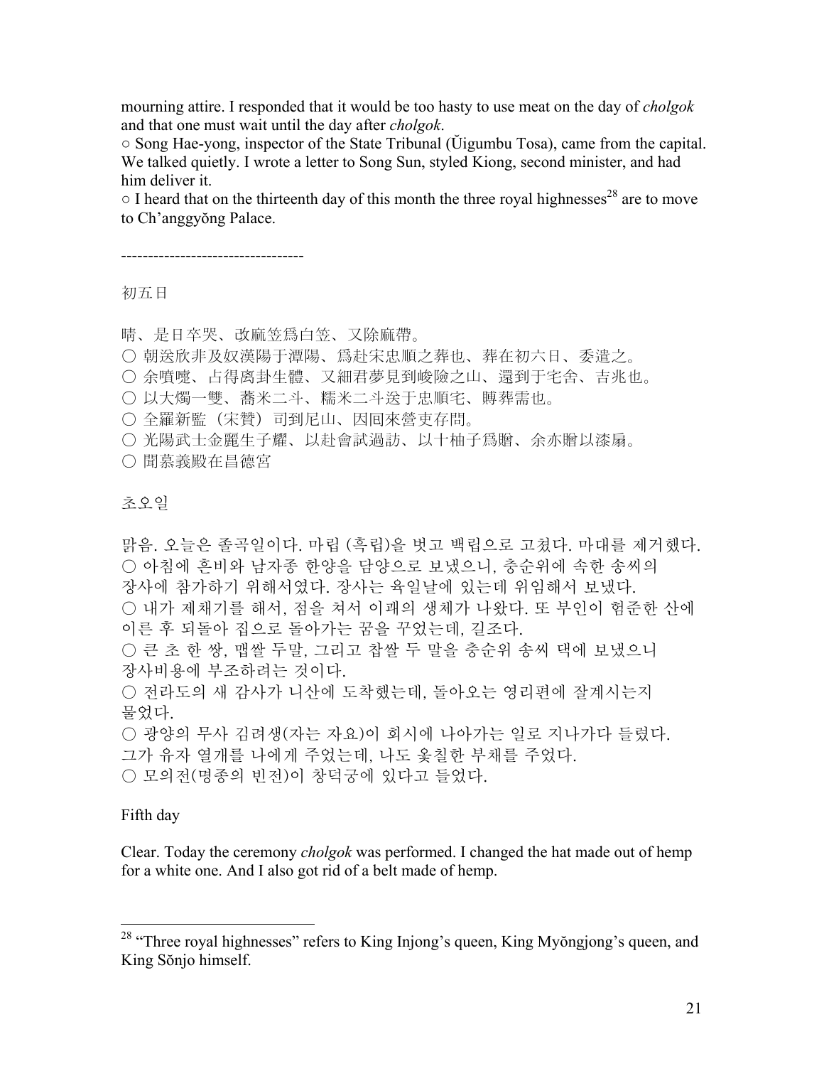mourning attire. I responded that it would be too hasty to use meat on the day of *cholgok* and that one must wait until the day after *cholgok*.

○ Song Hae-yong, inspector of the State Tribunal (Ŭigumbu Tosa), came from the capital. We talked quietly. I wrote a letter to Song Sun, styled Kiong, second minister, and had him deliver it.

○ I heard that on the thirteenth day of this month the three royal highnesses[28] are to move to Ch'anggyŏng Palace.

----------------------------------

初五日

晴、是日卒哭、改麻笠爲白笠、又除麻帶。
○ 朝送欣非及奴漢陽于潭陽、爲赴宋忠順之葬也、葬在初六日、委遣之。
○ 余噴嚏、占得离卦生體、又細君夢見到峻險之山、還到于宅舍、吉兆也。
○ 以大燭一雙、蕎米二斗、糯米二斗送于忠順宅、賻葬需也。
○ 全羅新監（宋贊）司到尼山、因回來營吏存問。
○ 光陽武士金麗生子耀、以赴會試過訪、以十柚子爲贈、余亦贈以漆扇。
○ 聞慕義殿在昌德宮

초오일

맑음. 오늘은 졸곡일이다. 마립 (흑립)을 벗고 백립으로 고쳤다. 마대를 제거했다.
○ 아침에 흔비와 남자종 한양을 담양으로 보냈으니, 충순위에 속한 송씨의 장사에 참가하기 위해서였다. 장사는 육일날에 있는데 위임해서 보냈다.
○ 내가 제채기를 해서, 점을 쳐서 이괘의 생체가 나왔다. 또 부인이 험준한 산에 이른 후 되돌아 집으로 돌아가는 꿈을 꾸었는데, 길조다.
○ 큰 초 한 쌍, 맵쌀 두말, 그리고 찹쌀 두 말을 충순위 송씨 댁에 보냈으니 장사비용에 부조하려는 것이다.
○ 전라도의 새 감사가 니산에 도착했는데, 돌아오는 영리편에 잘계시는지 물었다.
○ 광양의 무사 김려생(자는 자요)이 회시에 나아가는 일로 지나가다 들렸다. 그가 유자 열개를 나에게 주었는데, 나도 옻칠한 부채를 주었다.
○ 모의전(명종의 빈전)이 창덕궁에 있다고 들었다.

Fifth day

Clear. Today the ceremony *cholgok* was performed. I changed the hat made out of hemp for a white one. And I also got rid of a belt made of hemp.

---

[28] "Three royal highnesses" refers to King Injong's queen, King Myŏngjong's queen, and King Sŏnjo himself.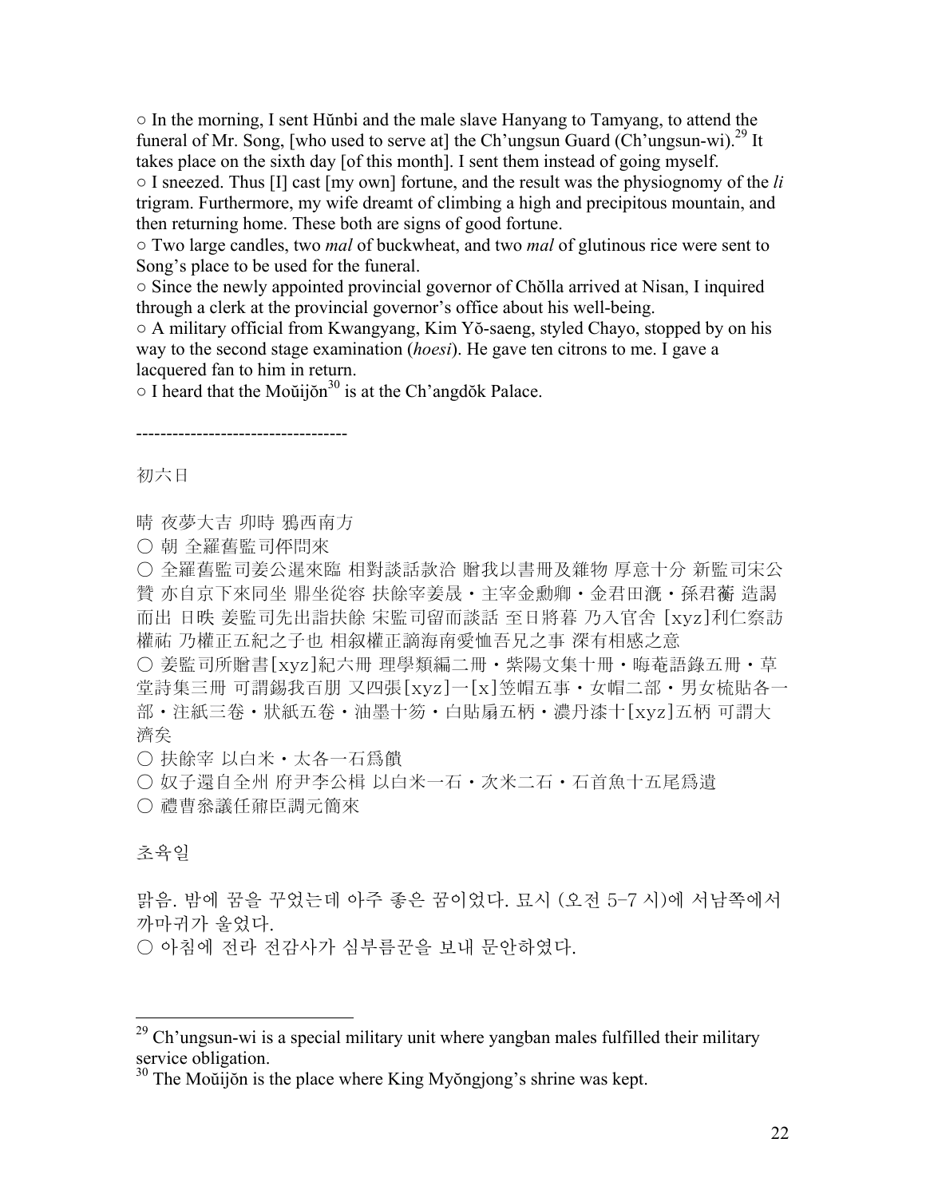○ In the morning, I sent Hŭnbi and the male slave Hanyang to Tamyang, to attend the funeral of Mr. Song, [who used to serve at] the Ch'ungsun Guard (Ch'ungsun-wi).[29] It takes place on the sixth day [of this month]. I sent them instead of going myself.
○ I sneezed. Thus [I] cast [my own] fortune, and the result was the physiognomy of the *li* trigram. Furthermore, my wife dreamt of climbing a high and precipitous mountain, and then returning home. These both are signs of good fortune.
○ Two large candles, two *mal* of buckwheat, and two *mal* of glutinous rice were sent to Song's place to be used for the funeral.
○ Since the newly appointed provincial governor of Chŏlla arrived at Nisan, I inquired through a clerk at the provincial governor's office about his well-being.
○ A military official from Kwangyang, Kim Yŏ-saeng, styled Chayo, stopped by on his way to the second stage examination (*hoesi*). He gave ten citrons to me. I gave a lacquered fan to him in return.
○ I heard that the Moŭijŏn[30] is at the Ch'angdŏk Palace.

----------------------------------

初六日

晴 夜夢大吉 卯時 鴉西南方
○ 朝 全羅舊監司伻問來
○ 全羅舊監司姜公暹來臨 相對談話款洽 贈我以書冊及雜物 厚意十分 新監司宋公贊 亦自京下來同坐 鼎坐從容 扶餘宰姜晸・主宰金勳卿・金君田漑・孫君薾 造謁而出 日昳 姜監司先出詣扶餘 宋監司留而談話 至日將暮 乃入官舍 [xyz]利仁察訪權祐 乃權正五紀之子也 相叙權正謫海南愛恤吾兄之事 深有相感之意
○ 姜監司所贈書[xyz]紀六冊 理學類編二冊・紫陽文集十冊・晦菴語錄五冊・草堂詩集三冊 可謂錫我百朋 又四張[xyz]一[x]笠帽五事・女帽二部・男女梳貼各一部・注紙三卷・狀紙五卷・油墨十笏・白貼扇五柄・濃丹漆十[xyz]五柄 可謂大濟矣
○ 扶餘宰 以白米・太各一石爲饋
○ 奴子還自全州 府尹李公楫 以白米一石・次米二石・石首魚十五尾爲遺
○ 禮曹叅議任鼐臣調元簡來

초육일

맑음. 밤에 꿈을 꾸었는데 아주 좋은 꿈이었다. 묘시 (오전 5-7 시)에 서남쪽에서 까마귀가 울었다.
○ 아침에 전라 전감사가 심부름꾼을 보내 문안하였다.

---

[29] Ch'ungsun-wi is a special military unit where yangban males fulfilled their military service obligation.

[30] The Moŭijŏn is the place where King Myŏngjong's shrine was kept.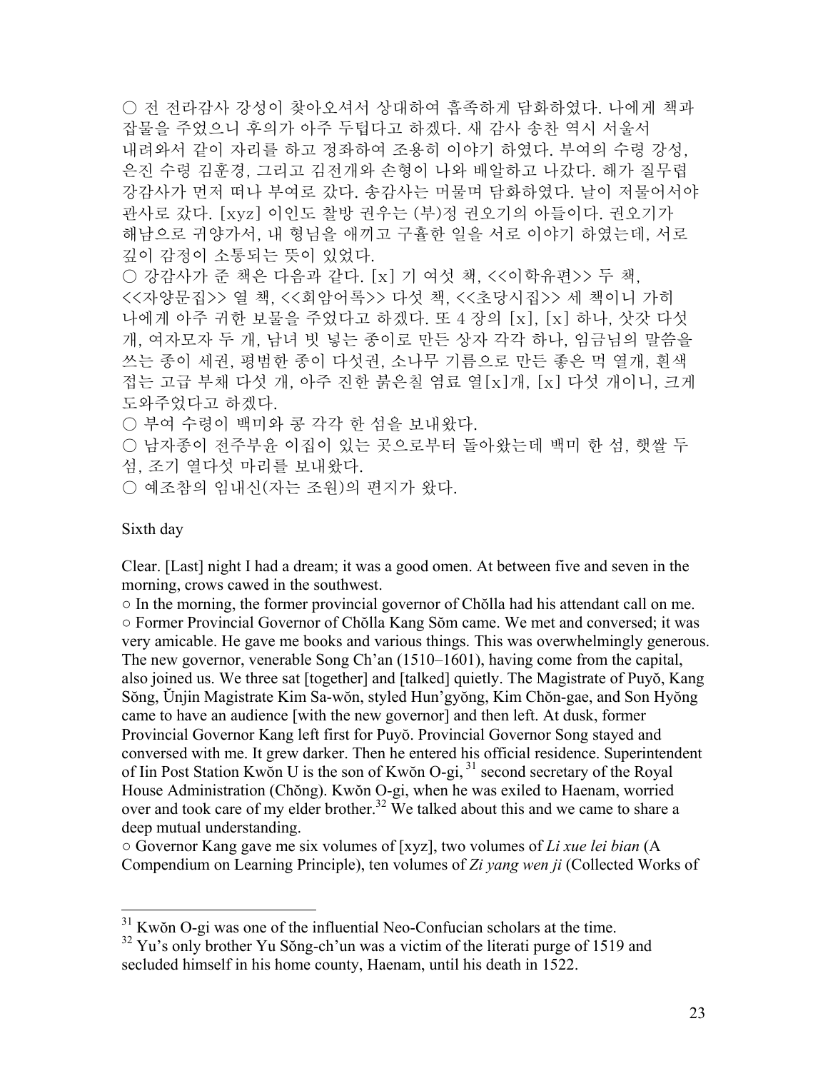○ 전 전라감사 강성이 찾아오셔서 상대하여 흡족하게 담화하였다. 나에게 책과 잡물을 주었으니 후의가 아주 두텁다고 하겠다. 새 감사 송찬 역시 서울서 내려와서 같이 자리를 하고 정좌하여 조용히 이야기 하였다. 부여의 수령 강성, 은진 수령 김훈경, 그리고 김전개와 손형이 나와 배알하고 나갔다. 해가 질무렵 강감사가 먼저 떠나 부여로 갔다. 송감사는 머물며 담화하였다. 날이 저물어서야 관사로 갔다. [xyz] 이인도 찰방 권우는 (부)정 권오기의 아들이다. 권오기가 해남으로 귀양가서, 내 형님을 애끼고 구휼한 일을 서로 이야기 하였는데, 서로 깊이 감정이 소통되는 뜻이 있었다.

○ 강감사가 준 책은 다음과 같다. [x] 기 여섯 책, <<이학유편>> 두 책, <<자양문집>> 열 책, <<회암어록>> 다섯 책, <<초당시집>> 세 책이니 가히 나에게 아주 귀한 보물을 주었다고 하겠다. 또 4 장의 [x], [x] 하나, 삿갓 다섯 개, 여자모자 두 개, 남녀 빗 넣는 종이로 만든 상자 각각 하나, 임금님의 말씀을 쓰는 종이 세권, 평범한 종이 다섯권, 소나무 기름으로 만든 좋은 먹 열개, 흰색 접는 고급 부채 다섯 개, 아주 진한 붉은칠 염료 열[x]개, [x] 다섯 개이니, 크게 도와주었다고 하겠다.

○ 부여 수령이 백미와 콩 각각 한 섬을 보내왔다.

○ 남자종이 전주부윤 이집이 있는 곳으로부터 돌아왔는데 백미 한 섬, 햇쌀 두 섬, 조기 열다섯 마리를 보내왔다.

○ 예조참의 임내신(자는 조원)의 편지가 왔다.

Sixth day

Clear. [Last] night I had a dream; it was a good omen. At between five and seven in the morning, crows cawed in the southwest.

○ In the morning, the former provincial governor of Chŏlla had his attendant call on me.

○ Former Provincial Governor of Chŏlla Kang Sŏm came. We met and conversed; it was very amicable. He gave me books and various things. This was overwhelmingly generous. The new governor, venerable Song Ch'an (1510–1601), having come from the capital, also joined us. We three sat [together] and [talked] quietly. The Magistrate of Puyŏ, Kang Sŏng, Ŭnjin Magistrate Kim Sa-wŏn, styled Hun'gyŏng, Kim Chŏn-gae, and Son Hyŏng came to have an audience [with the new governor] and then left. At dusk, former Provincial Governor Kang left first for Puyŏ. Provincial Governor Song stayed and conversed with me. It grew darker. Then he entered his official residence. Superintendent of Iin Post Station Kwŏn U is the son of Kwŏn O-gi,[31] second secretary of the Royal House Administration (Chŏng). Kwŏn O-gi, when he was exiled to Haenam, worried over and took care of my elder brother.[32] We talked about this and we came to share a deep mutual understanding.

○ Governor Kang gave me six volumes of [xyz], two volumes of *Li xue lei bian* (A Compendium on Learning Principle), ten volumes of *Zi yang wen ji* (Collected Works of

---

[31] Kwŏn O-gi was one of the influential Neo-Confucian scholars at the time.

[32] Yu's only brother Yu Sŏng-ch'un was a victim of the literati purge of 1519 and secluded himself in his home county, Haenam, until his death in 1522.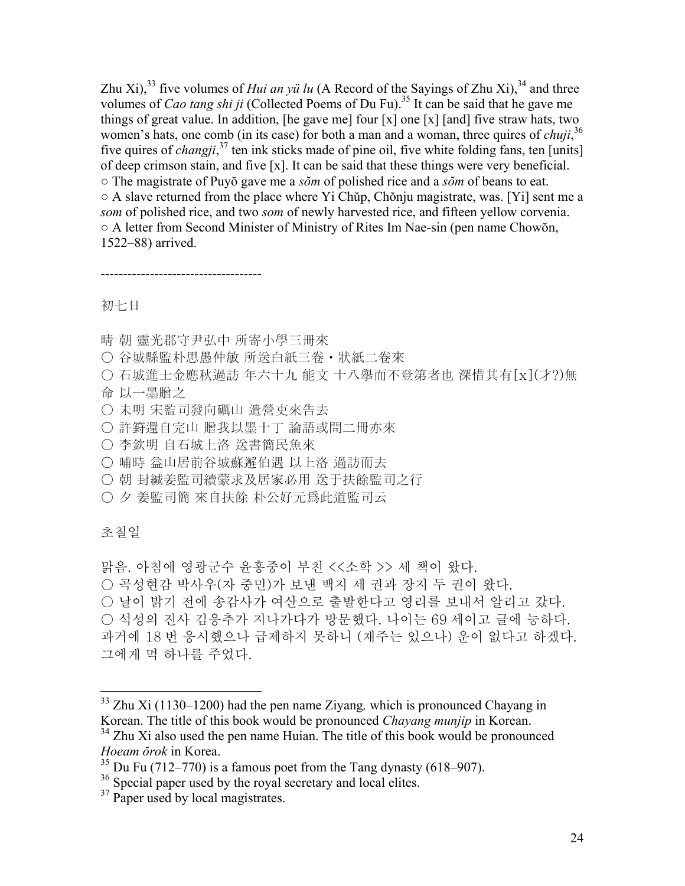Zhu Xi),[33] five volumes of *Hui an yü lu* (A Record of the Sayings of Zhu Xi),[34] and three volumes of *Cao tang shi ji* (Collected Poems of Du Fu).[35] It can be said that he gave me things of great value. In addition, [he gave me] four [x] one [x] [and] five straw hats, two women's hats, one comb (in its case) for both a man and a woman, three quires of *chuji*,[36] five quires of *changji*,[37] ten ink sticks made of pine oil, five white folding fans, ten [units] of deep crimson stain, and five [x]. It can be said that these things were very beneficial.
○ The magistrate of Puyŏ gave me a *sŏm* of polished rice and a *sŏm* of beans to eat.
○ A slave returned from the place where Yi Chŭp, Chŏnju magistrate, was. [Yi] sent me a *som* of polished rice, and two *som* of newly harvested rice, and fifteen yellow corvenia.
○ A letter from Second Minister of Ministry of Rites Im Nae-sin (pen name Chowŏn, 1522–88) arrived.

------------------------------------

初七日

晴 朝 靈光郡守尹弘中 所寄小學三冊來
○ 谷城縣監朴思愚仲敏 所送白紙三卷・狀紙二卷來
○ 石城進士金應秋過訪 年六十九 能文 十八學而不登第者也 深惜其有[x](才?)無命 以一墨贈之
○ 未明 宋監司發向礪山 遣營吏來告去
○ 許篈還自完山 贈我以墨十丁 論語或問二冊亦來
○ 李欽明 自石城上洛 送書簡民魚來
○ 晡時 益山居前谷城蘇邂伯遇 以上洛 過訪而去
○ 朝 封緘姜監司續蒙求及居家必用 送于扶餘監司之行
○ 夕 姜監司簡 來自扶餘 朴公好元爲此道監司云

초칠일

맑음. 아침에 영광군수 윤홍중이 부친 <<소학 >> 세 책이 왔다.
○ 곡성현감 박사우(자 중민)가 보낸 백지 세 권과 장지 두 권이 왔다.
○ 날이 밝기 전에 송감사가 여산으로 출발한다고 영리를 보내서 알리고 갔다.
○ 석성의 진사 김응추가 지나가다가 방문했다. 나이는 69 세이고 글에 능하다. 과거에 18 번 응시했으나 급제하지 못하니 (재주는 있으나) 운이 없다고 하겠다. 그에게 먹 하나를 주었다.

---

[33] Zhu Xi (1130–1200) had the pen name Ziyang, which is pronounced Chayang in Korean. The title of this book would be pronounced *Chayang munjip* in Korean.

[34] Zhu Xi also used the pen name Huian. The title of this book would be pronounced *Hoeam ŏrok* in Korea.

[35] Du Fu (712–770) is a famous poet from the Tang dynasty (618–907).

[36] Special paper used by the royal secretary and local elites.

[37] Paper used by local magistrates.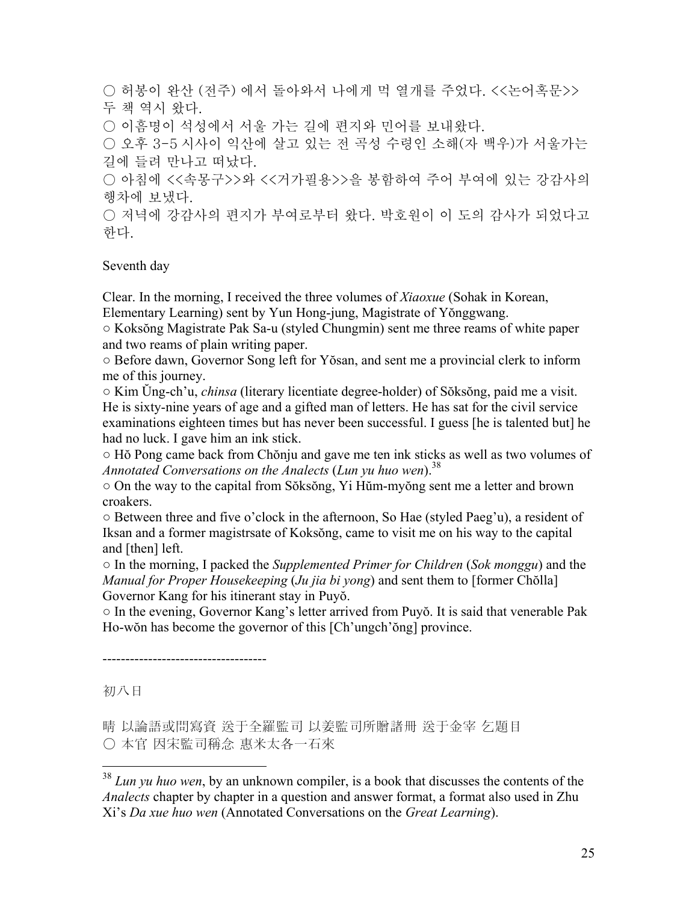○ 허봉이 완산 (전주) 에서 돌아와서 나에게 먹 열개를 주었다. <<논어혹문>> 두 책 역시 왔다.
○ 이흠명이 석성에서 서울 가는 길에 편지와 민어를 보내왔다.
○ 오후 3-5 시사이 익산에 살고 있는 전 곡성 수령인 소해(자 백우)가 서울가는 길에 들려 만나고 떠났다.
○ 아침에 <<속몽구>>와 <<거가필용>>을 봉함하여 주어 부여에 있는 강감사의 행차에 보냈다.
○ 저녁에 강감사의 편지가 부여로부터 왔다. 박호원이 이 도의 감사가 되었다고 한다.

Seventh day

Clear. In the morning, I received the three volumes of *Xiaoxue* (Sohak in Korean, Elementary Learning) sent by Yun Hong-jung, Magistrate of Yŏnggwang.
○ Koksŏng Magistrate Pak Sa-u (styled Chungmin) sent me three reams of white paper and two reams of plain writing paper.
○ Before dawn, Governor Song left for Yŏsan, and sent me a provincial clerk to inform me of this journey.
○ Kim Ŭng-ch'u, *chinsa* (literary licentiate degree-holder) of Sŏksŏng, paid me a visit. He is sixty-nine years of age and a gifted man of letters. He has sat for the civil service examinations eighteen times but has never been successful. I guess [he is talented but] he had no luck. I gave him an ink stick.
○ Hŏ Pong came back from Chŏnju and gave me ten ink sticks as well as two volumes of *Annotated Conversations on the Analects* (*Lun yu huo wen*).[38]
○ On the way to the capital from Sŏksŏng, Yi Hŭm-myŏng sent me a letter and brown croakers.
○ Between three and five o'clock in the afternoon, So Hae (styled Paeg'u), a resident of Iksan and a former magistrsate of Koksŏng, came to visit me on his way to the capital and [then] left.
○ In the morning, I packed the *Supplemented Primer for Children* (*Sok monggu*) and the *Manual for Proper Housekeeping* (*Ju jia bi yong*) and sent them to [former Chŏlla] Governor Kang for his itinerant stay in Puyŏ.
○ In the evening, Governor Kang's letter arrived from Puyŏ. It is said that venerable Pak Ho-wŏn has become the governor of this [Ch'ungch'ŏng] province.

-----------------------------------

初八日

晴 以論語或問寫資 送于全羅監司 以姜監司所贈諸冊 送于金宰 乞題目
○ 本官 因宋監司稱念 惠米太各一石來

---

[38] *Lun yu huo wen*, by an unknown compiler, is a book that discusses the contents of the *Analects* chapter by chapter in a question and answer format, a format also used in Zhu Xi's *Da xue huo wen* (Annotated Conversations on the *Great Learning*).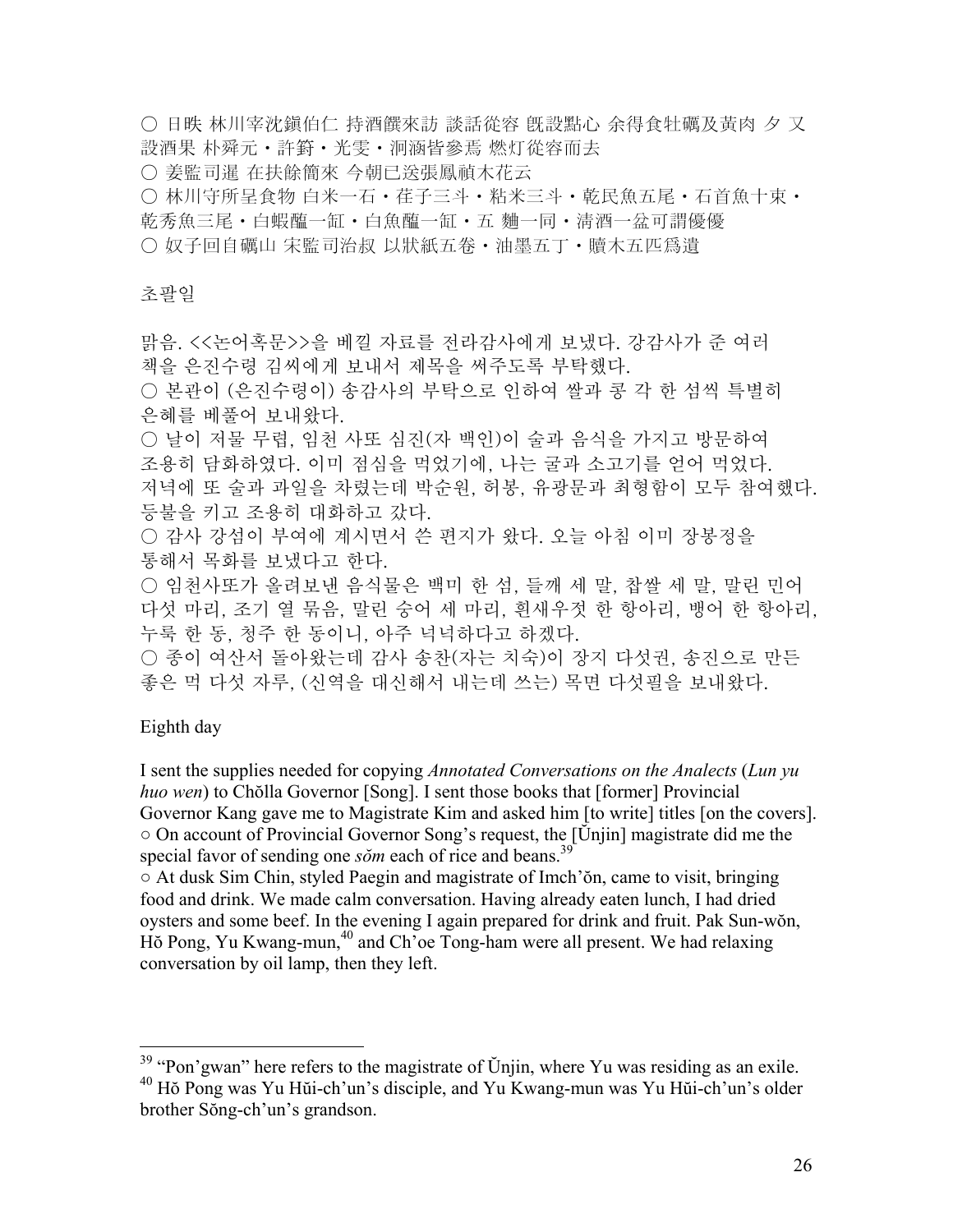○ 日昳 林川宰沈鎭伯仁 持酒饌來訪 談話從容 旣設點心 余得食牡礪及黃肉 夕 又設酒果 朴舜元・許篈・光雯・洞涵皆參焉 燃灯從容而去
○ 姜監司暹 在扶餘簡來 今朝已送張鳳禎木花云
○ 林川守所呈食物 白米一石・荏子三斗・粘米三斗・乾民魚五尾・石首魚十束・乾秀魚三尾・白蝦醢一缸・白魚醢一缸・五 麯一同・淸酒一盆可謂優優
○ 奴子回自礪山 宋監司治叔 以狀紙五卷・油墨五丁・贖木五匹爲遺

초팔일

맑음. <<논어혹문>>을 베낄 자료를 전라감사에게 보냈다. 강감사가 준 여러 책을 은진수령 김씨에게 보내서 제목을 써주도록 부탁했다.
○ 본관이 (은진수령이) 송감사의 부탁으로 인하여 쌀과 콩 각 한 섬씩 특별히 은혜를 베풀어 보내왔다.
○ 날이 저물 무렵, 임천 사또 심진(자 백인)이 술과 음식을 가지고 방문하여 조용히 담화하였다. 이미 점심을 먹었기에, 나는 굴과 소고기를 얻어 먹었다. 저녁에 또 술과 과일을 차렸는데 박순원, 허봉, 유광문과 최형함이 모두 참여했다. 등불을 키고 조용히 대화하고 갔다.
○ 감사 강섬이 부여에 계시면서 쓴 편지가 왔다. 오늘 아침 이미 장봉정을 통해서 목화를 보냈다고 한다.
○ 임천사또가 올려보낸 음식물은 백미 한 섬, 들깨 세 말, 찹쌀 세 말, 말린 민어 다섯 마리, 조기 열 묶음, 말린 숭어 세 마리, 흰새우젓 한 항아리, 뱅어 한 항아리, 누룩 한 동, 청주 한 동이니, 아주 넉넉하다고 하겠다.
○ 종이 여산서 돌아왔는데 감사 송찬(자는 치숙)이 장지 다섯권, 송진으로 만든 좋은 먹 다섯 자루, (신역을 대신해서 내는데 쓰는) 목면 다섯필을 보내왔다.

Eighth day

I sent the supplies needed for copying *Annotated Conversations on the Analects* (*Lun yu huo wen*) to Chŏlla Governor [Song]. I sent those books that [former] Provincial Governor Kang gave me to Magistrate Kim and asked him [to write] titles [on the covers].
○ On account of Provincial Governor Song's request, the [Ŭnjin] magistrate did me the special favor of sending one *sŏm* each of rice and beans.[39]
○ At dusk Sim Chin, styled Paegin and magistrate of Imch'ŏn, came to visit, bringing food and drink. We made calm conversation. Having already eaten lunch, I had dried oysters and some beef. In the evening I again prepared for drink and fruit. Pak Sun-wŏn, Hŏ Pong, Yu Kwang-mun,[40] and Ch'oe Tong-ham were all present. We had relaxing conversation by oil lamp, then they left.

---

[39] "Pon'gwan" here refers to the magistrate of Ŭnjin, where Yu was residing as an exile.
[40] Hŏ Pong was Yu Hŭi-ch'un's disciple, and Yu Kwang-mun was Yu Hŭi-ch'un's older brother Sŏng-ch'un's grandson.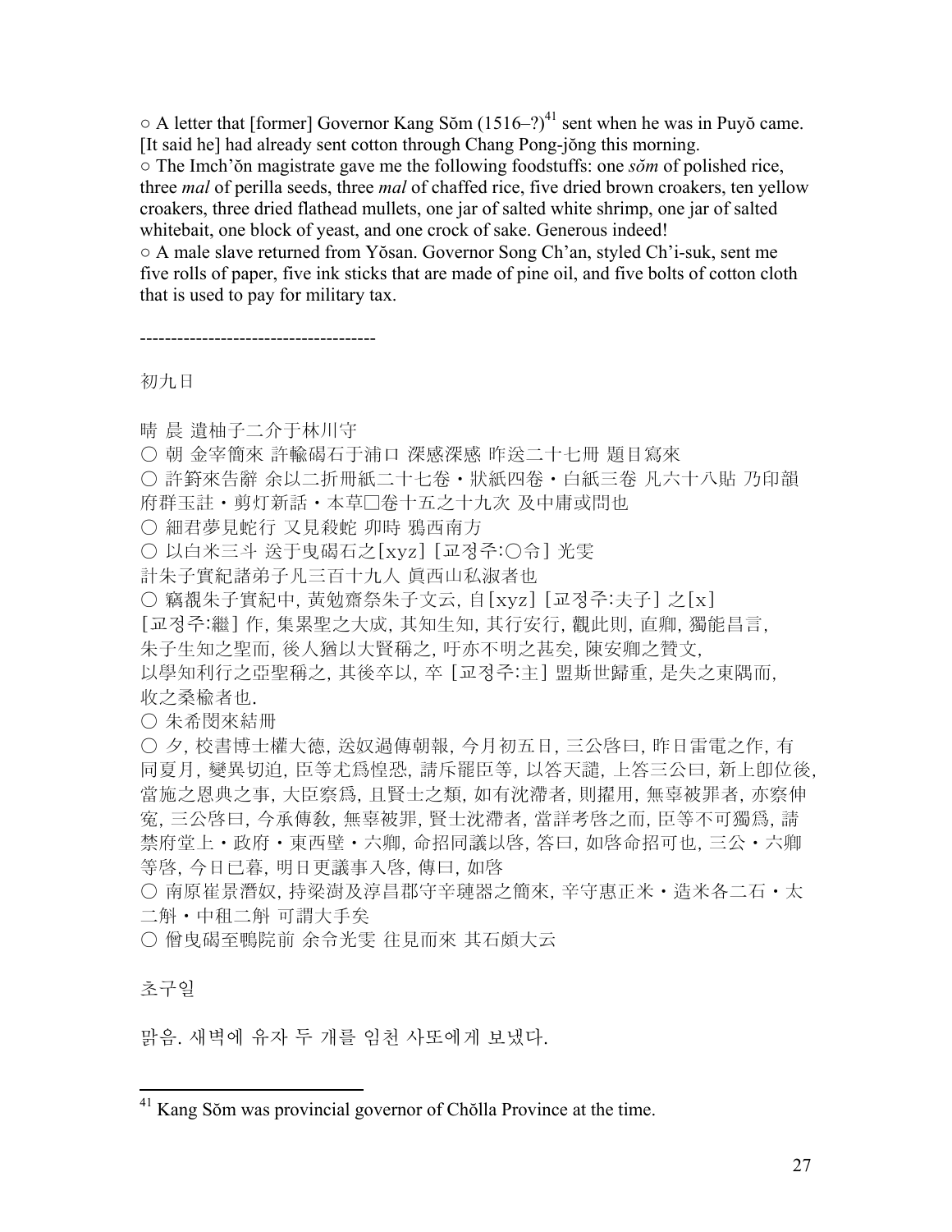○ A letter that [former] Governor Kang Sŏm (1516–?)[41] sent when he was in Puyŏ came. [It said he] had already sent cotton through Chang Pong-jŏng this morning.
○ The Imch'ŏn magistrate gave me the following foodstuffs: one *sŏm* of polished rice, three *mal* of perilla seeds, three *mal* of chaffed rice, five dried brown croakers, ten yellow croakers, three dried flathead mullets, one jar of salted white shrimp, one jar of salted whitebait, one block of yeast, and one crock of sake. Generous indeed!
○ A male slave returned from Yŏsan. Governor Song Ch'an, styled Ch'i-suk, sent me five rolls of paper, five ink sticks that are made of pine oil, and five bolts of cotton cloth that is used to pay for military tax.

-------------------------------------

初九日

晴 晨 遣柚子二介于林川守
○ 朝 金宰簡來 許輸碣石于浦口 深感深感 昨送二十七冊 題目寫來
○ 許篈來告辭 余以二折冊紙二十七卷・狀紙四卷・白紙三卷 凡六十八貼 乃印韻府群玉註・剪灯新話・本草□卷十五之十九次 及中庸或問也
○ 細君夢見蛇行 又見殺蛇 卯時 鴉西南方
○ 以白米三斗 送于曳碣石之[xyz] [교정주:○令] 光雯
計朱子實紀諸弟子凡三百十九人 眞西山私淑者也
○ 竊覩朱子實紀中, 黃勉齋祭朱子文云, 自[xyz] [교정주:夫子] 之[x] [교정주:繼] 作, 集累聖之大成, 其知生知, 其行安行, 觀此則, 直卿, 獨能昌言, 朱子生知之聖而, 後人猶以大賢稱之, 吁亦不明之甚矣, 陳安卿之贊文, 以學知利行之亞聖稱之, 其後卒以, 卒 [교정주:主] 盟斯世歸重, 是失之東隅而, 收之桑榆者也.
○ 朱希閔來結冊
○ 夕, 校書博士權大德, 送奴過傳朝報, 今月初五日, 三公啓曰, 昨日雷電之作, 有同夏月, 變異切迫, 臣等尤爲惶恐, 請斥罷臣等, 以答天譴, 上答三公曰, 新上卽位後, 當施之恩典之事, 大臣察爲, 且賢士之類, 如有沈滯者, 則擢用, 無辜被罪者, 亦察伸寃, 三公啓曰, 今承傳敎, 無辜被罪, 賢士沈滯者, 當詳考啓之而, 臣等不可獨爲, 請禁府堂上・政府・東西壁・六卿, 命招同議以啓, 答曰, 如啓命招可也, 三公・六卿等啓, 今日已暮, 明日更議事入啓, 傳曰, 如啓
○ 南原崔景濬奴, 持梁澍及淳昌郡守辛䃍器之簡來, 辛守惠正米・造米各二石・太二斛・中租二斛 可謂大手矣
○ 僧曳碣至鴨院前 余令光雯 往見而來 其石頗大云

초구일

맑음. 새벽에 유자 두 개를 임천 사또에게 보냈다.

[41] Kang Sŏm was provincial governor of Chŏlla Province at the time.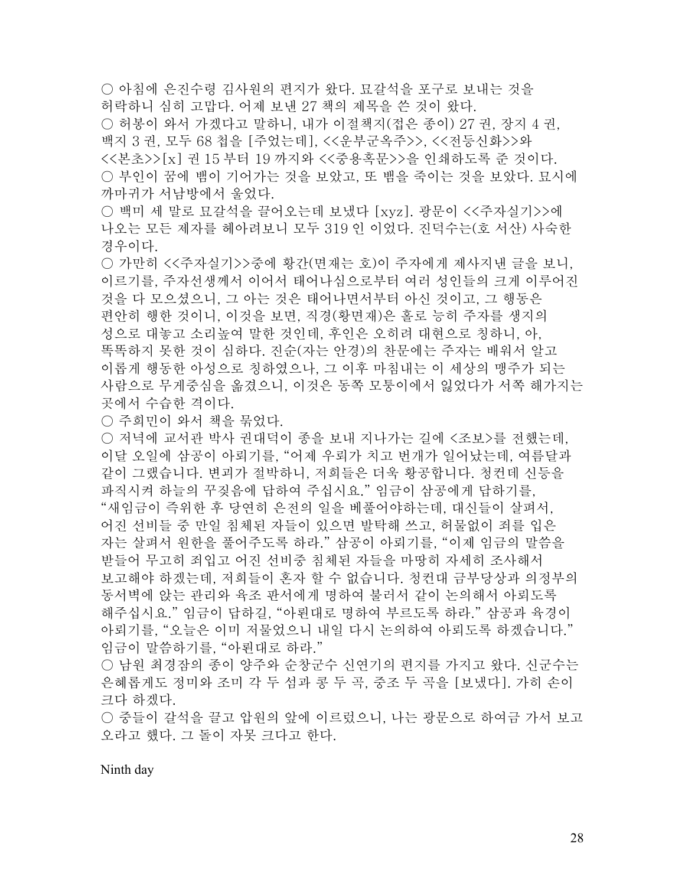○ 아침에 은진수령 김사원의 편지가 왔다. 묘갈석을 포구로 보내는 것을 허락하니 심히 고맙다. 어제 보낸 27 책의 제목을 쓴 것이 왔다.

○ 허봉이 와서 가겠다고 말하니, 내가 이절책지(접은 종이) 27 권, 장지 4 권, 백지 3 권, 모두 68 첩을 [주었는데], <<운부군옥주>>, <<전등신화>>와 <<본초>>[x] 권 15 부터 19 까지와 <<중용혹문>>을 인쇄하도록 준 것이다.

○ 부인이 꿈에 뱀이 기어가는 것을 보았고, 또 뱀을 죽이는 것을 보았다. 묘시에 까마귀가 서남방에서 울었다.

○ 백미 세 말로 묘갈석을 끌어오는데 보냈다 [xyz]. 광문이 <<주자실기>>에 나오는 모든 제자를 헤아려보니 모두 319 인 이었다. 진덕수는(호 서산) 사숙한 경우이다.

○ 가만히 <<주자실기>>중에 황간(면재는 호)이 주자에게 제사지낸 글을 보니, 이르기를, 주자선생께서 이어서 태어나심으로부터 여러 성인들의 크게 이루어진 것을 다 모으셨으니, 그 아는 것은 태어나면서부터 아신 것이고, 그 행동은 편안히 행한 것이니, 이것을 보면, 직경(황면재)은 홀로 능히 주자를 생지의 성으로 대놓고 소리높여 말한 것인데, 후인은 오히려 대현으로 칭하니, 아, 똑똑하지 못한 것이 심하다. 진순(자는 안경)의 찬문에는 주자는 배워서 알고 이롭게 행동한 아성으로 칭하였으나, 그 이후 마침내는 이 세상의 맹주가 되는 사람으로 무게중심을 옮겼으니, 이것은 동쪽 모퉁이에서 잃었다가 서쪽 해가지는 곳에서 수습한 격이다.

○ 주희민이 와서 책을 묶었다.

○ 저녁에 교서관 박사 권대덕이 종을 보내 지나가는 길에 <조보>를 전했는데, 이달 오일에 삼공이 아뢰기를, "어제 우뢰가 치고 번개가 일어났는데, 여름달과 같이 그랬습니다. 변괴가 절박하니, 저희들은 더욱 황공합니다. 청컨데 신등을 파직시켜 하늘의 꾸짖음에 답하여 주십시요." 임금이 삼공에게 답하기를, "새임금이 즉위한 후 당연히 은전의 일을 베풀어야하는데, 대신들이 살펴서, 어진 선비들 중 만일 침체된 자들이 있으면 발탁해 쓰고, 허물없이 죄를 입은 자는 살펴서 원한을 풀어주도록 하라." 삼공이 아뢰기를, "이제 임금의 말씀을 받들어 무고히 죄입고 어진 선비중 침체된 자들을 마땅히 자세히 조사해서 보고해야 하겠는데, 저희들이 혼자 할 수 없습니다. 청컨대 금부당상과 의정부의 동서벽에 앉는 관리와 육조 판서에게 명하여 불러서 같이 논의해서 아뢰도록 해주십시요." 임금이 답하길, "아뢴대로 명하여 부르도록 하라." 삼공과 육경이 아뢰기를, "오늘은 이미 저물었으니 내일 다시 논의하여 아뢰도록 하겠습니다." 임금이 말씀하기를, "아뢴대로 하라."

○ 남원 최경잠의 종이 양주와 순창군수 신연기의 편지를 가지고 왔다. 신군수는 은혜롭게도 정미와 조미 각 두 섬과 콩 두 곡, 중조 두 곡을 [보냈다]. 가히 손이 크다 하겠다.

○ 중들이 갈석을 끌고 압원의 앞에 이르렀으니, 나는 광문으로 하여금 가서 보고 오라고 했다. 그 돌이 자못 크다고 한다.

Ninth day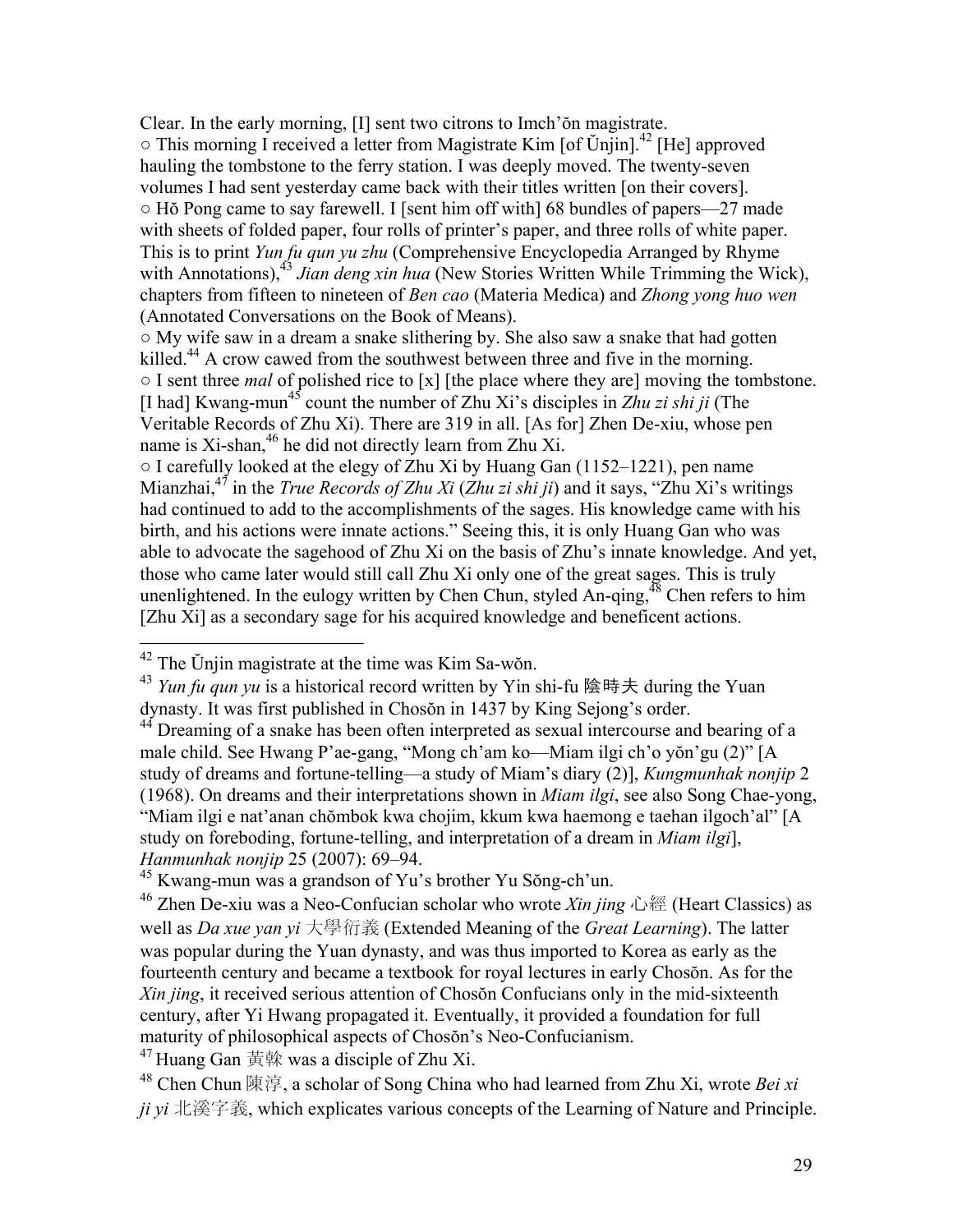Clear. In the early morning, [I] sent two citrons to Imch'ŏn magistrate.

○ This morning I received a letter from Magistrate Kim [of Ŭnjin].[42] [He] approved hauling the tombstone to the ferry station. I was deeply moved. The twenty-seven volumes I had sent yesterday came back with their titles written [on their covers].

○ Hŏ Pong came to say farewell. I [sent him off with] 68 bundles of papers—27 made with sheets of folded paper, four rolls of printer's paper, and three rolls of white paper. This is to print *Yun fu qun yu zhu* (Comprehensive Encyclopedia Arranged by Rhyme with Annotations),[43] *Jian deng xin hua* (New Stories Written While Trimming the Wick), chapters from fifteen to nineteen of *Ben cao* (Materia Medica) and *Zhong yong huo wen* (Annotated Conversations on the Book of Means).

○ My wife saw in a dream a snake slithering by. She also saw a snake that had gotten killed.[44] A crow cawed from the southwest between three and five in the morning.

○ I sent three *mal* of polished rice to [x] [the place where they are] moving the tombstone. [I had] Kwang-mun[45] count the number of Zhu Xi's disciples in *Zhu zi shi ji* (The Veritable Records of Zhu Xi). There are 319 in all. [As for] Zhen De-xiu, whose pen name is Xi-shan,[46] he did not directly learn from Zhu Xi.

○ I carefully looked at the elegy of Zhu Xi by Huang Gan (1152–1221), pen name Mianzhai,[47] in the *True Records of Zhu Xi* (*Zhu zi shi ji*) and it says, "Zhu Xi's writings had continued to add to the accomplishments of the sages. His knowledge came with his birth, and his actions were innate actions." Seeing this, it is only Huang Gan who was able to advocate the sagehood of Zhu Xi on the basis of Zhu's innate knowledge. And yet, those who came later would still call Zhu Xi only one of the great sages. This is truly unenlightened. In the eulogy written by Chen Chun, styled An-qing,[48] Chen refers to him [Zhu Xi] as a secondary sage for his acquired knowledge and beneficent actions.

---

[42] The Ŭnjin magistrate at the time was Kim Sa-wŏn.

[43] *Yun fu qun yu* is a historical record written by Yin shi-fu 陰時夫 during the Yuan dynasty. It was first published in Chosŏn in 1437 by King Sejong's order.

[44] Dreaming of a snake has been often interpreted as sexual intercourse and bearing of a male child. See Hwang P'ae-gang, "Mong ch'am ko—Miam ilgi ch'o yŏn'gu (2)" [A study of dreams and fortune-telling—a study of Miam's diary (2)], *Kungmunhak nonjip* 2 (1968). On dreams and their interpretations shown in *Miam ilgi*, see also Song Chae-yong, "Miam ilgi e nat'anan chŏmbok kwa chojim, kkum kwa haemong e taehan ilgoch'al" [A study on foreboding, fortune-telling, and interpretation of a dream in *Miam ilgi*], *Hanmunhak nonjip* 25 (2007): 69–94.

[45] Kwang-mun was a grandson of Yu's brother Yu Sŏng-ch'un.

[46] Zhen De-xiu was a Neo-Confucian scholar who wrote *Xin jing* 心經 (Heart Classics) as well as *Da xue yan yi* 大學衍義 (Extended Meaning of the *Great Learning*). The latter was popular during the Yuan dynasty, and was thus imported to Korea as early as the fourteenth century and became a textbook for royal lectures in early Chosŏn. As for the *Xin jing*, it received serious attention of Chosŏn Confucians only in the mid-sixteenth century, after Yi Hwang propagated it. Eventually, it provided a foundation for full maturity of philosophical aspects of Chosŏn's Neo-Confucianism.

[47] Huang Gan 黃幹 was a disciple of Zhu Xi.

[48] Chen Chun 陳淳, a scholar of Song China who had learned from Zhu Xi, wrote *Bei xi ji yi* 北溪字義, which explicates various concepts of the Learning of Nature and Principle.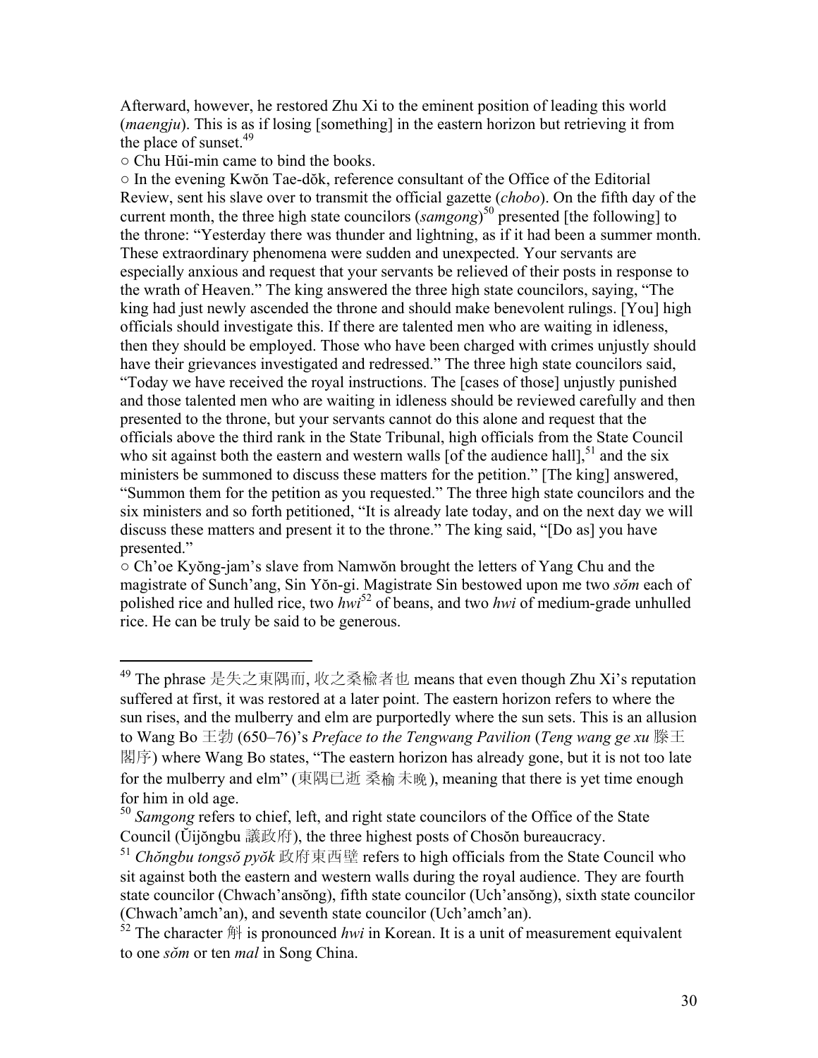Afterward, however, he restored Zhu Xi to the eminent position of leading this world (*maengju*). This is as if losing [something] in the eastern horizon but retrieving it from the place of sunset.[49]

○ Chu Hŭi-min came to bind the books.

○ In the evening Kwŏn Tae-dŏk, reference consultant of the Office of the Editorial Review, sent his slave over to transmit the official gazette (*chobo*). On the fifth day of the current month, the three high state councilors (*samgong*)[50] presented [the following] to the throne: "Yesterday there was thunder and lightning, as if it had been a summer month. These extraordinary phenomena were sudden and unexpected. Your servants are especially anxious and request that your servants be relieved of their posts in response to the wrath of Heaven." The king answered the three high state councilors, saying, "The king had just newly ascended the throne and should make benevolent rulings. [You] high officials should investigate this. If there are talented men who are waiting in idleness, then they should be employed. Those who have been charged with crimes unjustly should have their grievances investigated and redressed." The three high state councilors said, "Today we have received the royal instructions. The [cases of those] unjustly punished and those talented men who are waiting in idleness should be reviewed carefully and then presented to the throne, but your servants cannot do this alone and request that the officials above the third rank in the State Tribunal, high officials from the State Council who sit against both the eastern and western walls [of the audience hall],[51] and the six ministers be summoned to discuss these matters for the petition." [The king] answered, "Summon them for the petition as you requested." The three high state councilors and the six ministers and so forth petitioned, "It is already late today, and on the next day we will discuss these matters and present it to the throne." The king said, "[Do as] you have presented."

○ Ch'oe Kyŏng-jam's slave from Namwŏn brought the letters of Yang Chu and the magistrate of Sunch'ang, Sin Yŏn-gi. Magistrate Sin bestowed upon me two *sŏm* each of polished rice and hulled rice, two *hwi*[52] of beans, and two *hwi* of medium-grade unhulled rice. He can be truly be said to be generous.

---

[49] The phrase 是失之東隅而, 收之桑楡者也 means that even though Zhu Xi's reputation suffered at first, it was restored at a later point. The eastern horizon refers to where the sun rises, and the mulberry and elm are purportedly where the sun sets. This is an allusion to Wang Bo 王勃 (650–76)'s *Preface to the Tengwang Pavilion* (*Teng wang ge xu* 滕王閣序) where Wang Bo states, "The eastern horizon has already gone, but it is not too late for the mulberry and elm" (東隅已逝 桑楡未晩), meaning that there is yet time enough for him in old age.

[50] *Samgong* refers to chief, left, and right state councilors of the Office of the State Council (Ŭijŏngbu 議政府), the three highest posts of Chosŏn bureaucracy.

[51] *Chŏngbu tongsŏ pyŏk* 政府東西壁 refers to high officials from the State Council who sit against both the eastern and western walls during the royal audience. They are fourth state councilor (Chwach'ansŏng), fifth state councilor (Uch'ansŏng), sixth state councilor (Chwach'amch'an), and seventh state councilor (Uch'amch'an).

[52] The character 斛 is pronounced *hwi* in Korean. It is a unit of measurement equivalent to one *sŏm* or ten *mal* in Song China.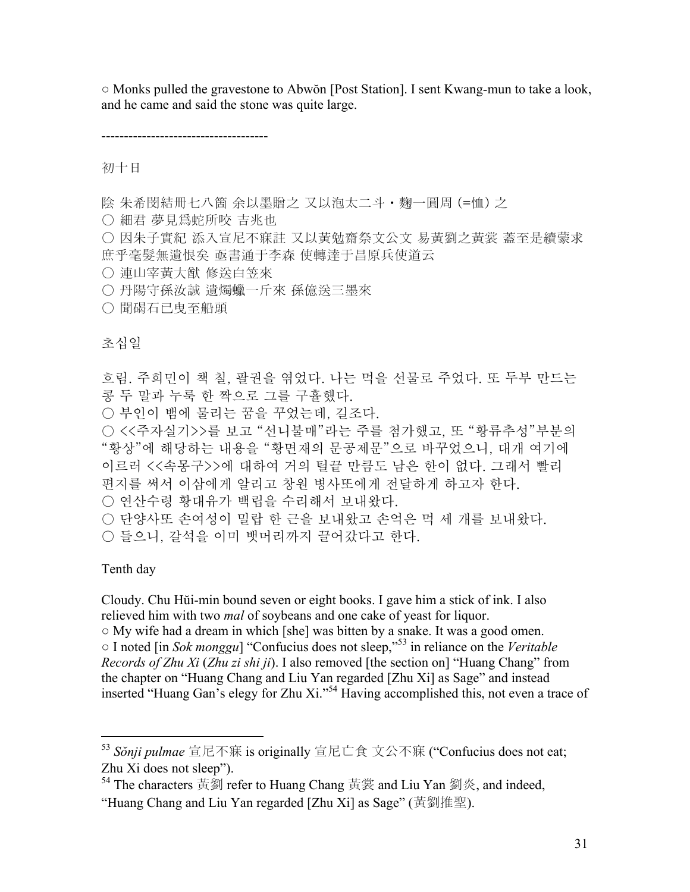○ Monks pulled the gravestone to Abwŏn [Post Station]. I sent Kwang-mun to take a look, and he came and said the stone was quite large.

------------------------------------

初十日

陰 朱希閔結冊七八箇 余以墨贈之 又以泡太二斗・麴一圓周（=恤）之
○ 細君 夢見爲蛇所咬 吉兆也
○ 因朱子實紀 添入宣尼不寐註 又以黃勉齋祭文公文 易黃劉之黃裳 蓋至是續蒙求庶乎毫髮無遺恨矣 亟書通于李森 使轉達于昌原兵使道云
○ 連山宰黃大猷 修送白笠來
○ 丹陽守孫汝誠 遺燭蠟一斤來 孫億送三墨來
○ 聞碣石已曳至船頭

초십일

흐림. 주희민이 책 칠, 팔권을 엮었다. 나는 먹을 선물로 주었다. 또 두부 만드는 콩 두 말과 누룩 한 짝으로 그를 구휼했다.
○ 부인이 뱀에 물리는 꿈을 꾸었는데, 길조다.
○ <<주자실기>>를 보고 "선니불매"라는 주를 첨가했고, 또 "황류추성"부분의 "황상"에 해당하는 내용을 "황면재의 문공제문"으로 바꾸었으니, 대개 여기에 이르러 <<속몽구>>에 대하여 거의 털끝 만큼도 남은 한이 없다. 그래서 빨리 편지를 써서 이삼에게 알리고 창원 병사또에게 전달하게 하고자 한다.
○ 연산수령 황대유가 백립을 수리해서 보내왔다.
○ 단양사또 손여성이 밀랍 한 근을 보내왔고 손억은 먹 세 개를 보내왔다.
○ 들으니, 갈석을 이미 뱃머리까지 끌어갔다고 한다.

Tenth day

Cloudy. Chu Hŭi-min bound seven or eight books. I gave him a stick of ink. I also relieved him with two *mal* of soybeans and one cake of yeast for liquor.
○ My wife had a dream in which [she] was bitten by a snake. It was a good omen.
○ I noted [in *Sok monggu*] "Confucius does not sleep,"[53] in reliance on the *Veritable Records of Zhu Xi* (*Zhu zi shi ji*). I also removed [the section on] "Huang Chang" from the chapter on "Huang Chang and Liu Yan regarded [Zhu Xi] as Sage" and instead inserted "Huang Gan's elegy for Zhu Xi."[54] Having accomplished this, not even a trace of

---

[53] *Sŏnji pulmae* 宣尼不寐 is originally 宣尼亡食 文公不寐 ("Confucius does not eat; Zhu Xi does not sleep").

[54] The characters 黃劉 refer to Huang Chang 黃裳 and Liu Yan 劉炎, and indeed, "Huang Chang and Liu Yan regarded [Zhu Xi] as Sage" (黃劉推聖).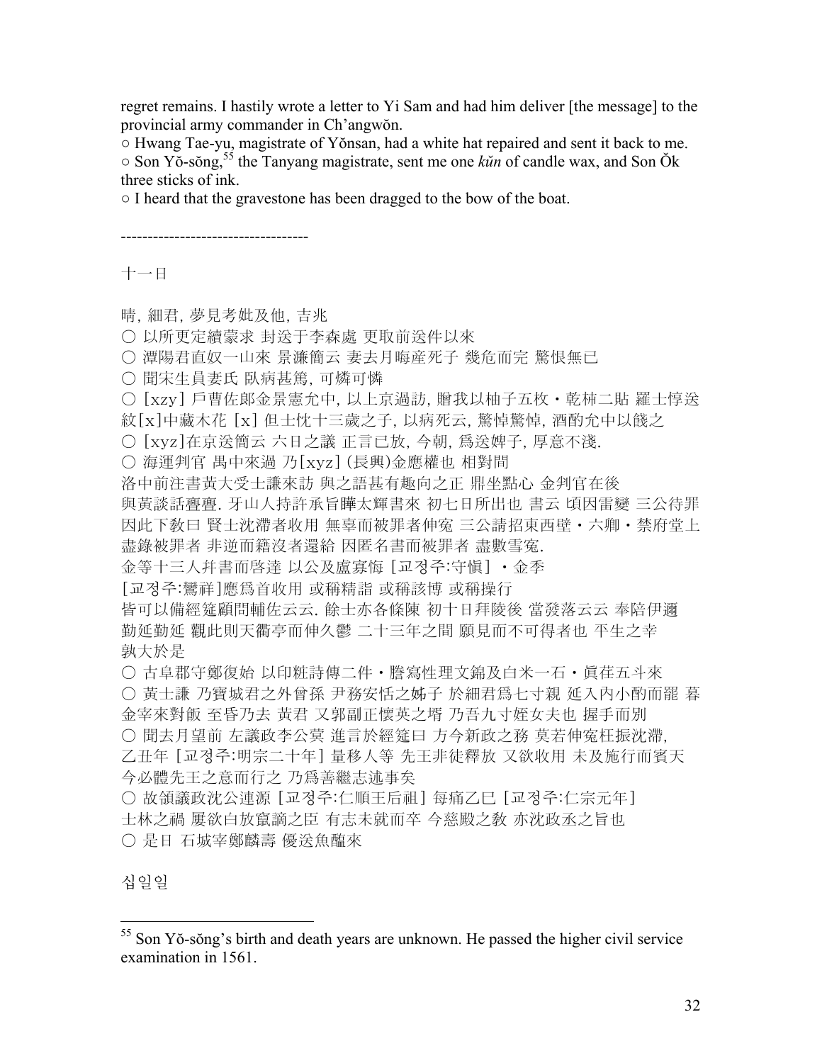regret remains. I hastily wrote a letter to Yi Sam and had him deliver [the message] to the provincial army commander in Ch'angwŏn.

○ Hwang Tae-yu, magistrate of Yŏnsan, had a white hat repaired and sent it back to me.

○ Son Yŏ-sŏng,[55] the Tanyang magistrate, sent me one *kŭn* of candle wax, and Son Ŏk three sticks of ink.

○ I heard that the gravestone has been dragged to the bow of the boat.

-----------------------------------

十一日

晴, 細君, 夢見考妣及他, 吉兆

○ 以所更定續蒙求 封送于李森處 更取前送件以來

○ 潭陽君直奴一山來 景濂簡云 妻去月晦産死子 幾危而完 驚恨無已

○ 聞宋生員妻氏 臥病甚篤, 可憐可憐

○ [xzy] 戶曹佐郎金景憲允中, 以上京過訪, 贈我以柚子五枚・乾柿二貼 羅士惇送紋[x]中藏木花 [x] 但士忱十三歲之子, 以病死云, 驚悼驚悼, 酒酌允中以餞之

○ [xyz]在京送簡云 六日之議 正言已放, 今朝, 爲送婢子, 厚意不淺.

○ 海運判官 禹中來過 乃[xyz] (長興)金應權也 相對間
洛中前注書黃大受士謙來訪 與之語甚有趣向之正 鼎坐點心 金判官在後
與黃談話亹亹. 牙山人持許承旨曄太輝書來 初七日所出也 書云 頃因雷變 三公待罪
因此下敎曰 賢士沈滯者收用 無辜而被罪者伸宛 三公請招東西壁・六卿・禁府堂上
盡錄被罪者 非逆而籍沒者還給 因匿名書而被罪者 盡數雪寃.
金等十三人幷書而啓達 以公及盧寡悔 [교정주:守愼] ・金季
[교정주:鸞祥]應爲首收用 或稱精詣 或稱該博 或稱操行
皆可以備經筵顧問輔佐云云. 餘士亦各條陳 初十日拜陵後 當發落云云 奉陪伊邇
勤延勤延 觀此則天衢亭而伸久鬱 二十三年之間 願見而不可得者也 平生之幸
孰大於是

○ 古阜郡守鄭復始 以印粧詩傳二件・謄寫性理文錦及白米一石・眞荏五斗來

○ 黃士謙 乃寶城君之外曾孫 尹務安恬之姊子 於細君爲七寸親 延入內小酌而罷 暮
金宰來對飯 至昏乃去 黃君 又郭副正懷英之壻 乃吾九寸姪女夫也 握手而別

○ 聞去月望前 左議政李公蓂 進言於經筵曰 方今新政之務 莫若伸寃枉振沈滯,
乙丑年 [교정주:明宗二十年] 量移人等 先王非徒釋放 又欲收用 未及施行而賓天
今必體先王之意而行之 乃爲善繼志述事矣

○ 故領議政沈公連源 [교정주:仁順王后祖] 每痛乙巳 [교정주:仁宗元年]
士林之禍 屢欲白放竄謫之臣 有志未就而卒 今慈殿之敎 亦沈政丞之旨也

○ 是日 石城宰鄭麟壽 優送魚醢來

십일일

---

[55] Son Yŏ-sŏng's birth and death years are unknown. He passed the higher civil service examination in 1561.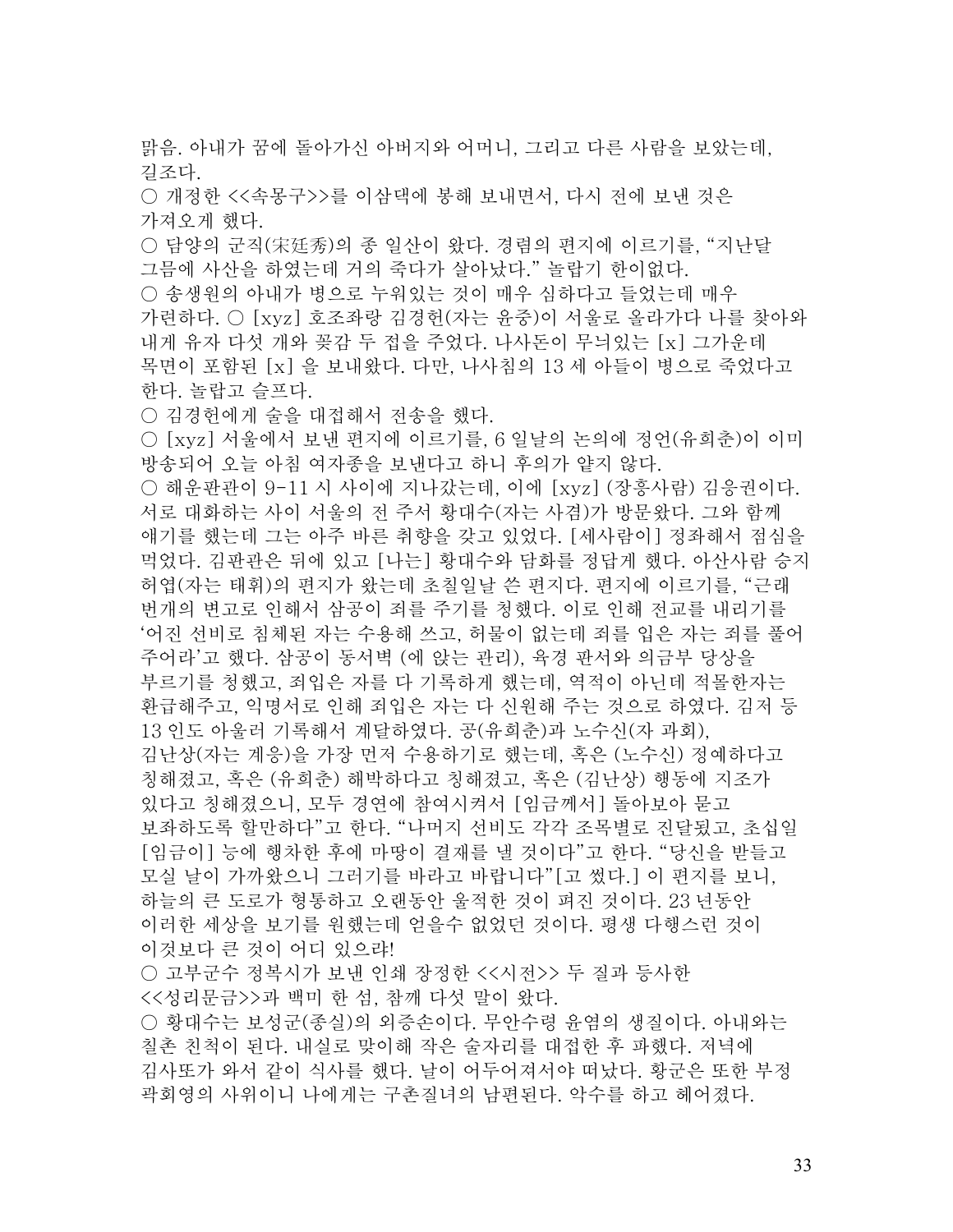맑음. 아내가 꿈에 돌아가신 아버지와 어머니, 그리고 다른 사람을 보았는데, 길조다.

○ 개정한 <<속몽구>>를 이삼댁에 봉해 보내면서, 다시 전에 보낸 것은 가져오게 했다.

○ 담양의 군직(宋廷秀)의 종 일산이 왔다. 경렴의 편지에 이르기를, "지난달 그믐에 사산을 하였는데 거의 죽다가 살아났다." 놀랍기 한이없다.

○ 송생원의 아내가 병으로 누워있는 것이 매우 심하다고 들었는데 매우 가련하다. ○ [xyz] 호조좌랑 김경헌(자는 윤중)이 서울로 올라가다 나를 찾아와 내게 유자 다섯 개와 꽂감 두 접을 주었다. 나사돈이 무늬있는 [x] 그가운데 목면이 포함된 [x] 을 보내왔다. 다만, 나사침의 13 세 아들이 병으로 죽었다고 한다. 놀랍고 슬프다.

○ 김경헌에게 술을 대접해서 전송을 했다.

○ [xyz] 서울에서 보낸 편지에 이르기를, 6 일날의 논의에 정언(유희춘)이 이미 방송되어 오늘 아침 여자종을 보낸다고 하니 후의가 얕지 않다.

○ 해운판관이 9-11 시 사이에 지나갔는데, 이에 [xyz] (장흥사람) 김응권이다. 서로 대화하는 사이 서울의 전 주서 황대수(자는 사겸)가 방문왔다. 그와 함께 얘기를 했는데 그는 아주 바른 취향을 갖고 있었다. [세사람이] 정좌해서 점심을 먹었다. 김판관은 뒤에 있고 [나는] 황대수와 담화를 정답게 했다. 아산사람 승지 허엽(자는 태휘)의 편지가 왔는데 초칠일날 쓴 편지다. 편지에 이르기를, "근래 번개의 변고로 인해서 삼공이 죄를 주기를 청했다. 이로 인해 전교를 내리기를 '어진 선비로 침체된 자는 수용해 쓰고, 허물이 없는데 죄를 입은 자는 죄를 풀어 주어라'고 했다. 삼공이 동서벽 (에 앉는 관리), 육경 판서와 의금부 당상을 부르기를 청했고, 죄입은 자를 다 기록하게 했는데, 역적이 아닌데 적몰한자는 환급해주고, 익명서로 인해 죄입은 자는 다 신원해 주는 것으로 하였다. 김저 등 13 인도 아울러 기록해서 계달하였다. 공(유희춘)과 노수신(자 과회), 김난상(자는 계응)을 가장 먼저 수용하기로 했는데, 혹은 (노수신) 정예하다고 칭해졌고, 혹은 (유희춘) 해박하다고 칭해졌고, 혹은 (김난상) 행동에 지조가 있다고 칭해졌으니, 모두 경연에 참여시켜서 [임금께서] 돌아보아 묻고 보좌하도록 할만하다"고 한다. "나머지 선비도 각각 조목별로 진달됬고, 초십일 [임금이] 능에 행차한 후에 마땅이 결재를 낼 것이다"고 한다. "당신을 받들고 모실 날이 가까왔으니 그러기를 바라고 바랍니다"[고 썼다.] 이 편지를 보니, 하늘의 큰 도로가 형통하고 오랜동안 울적한 것이 펴진 것이다. 23 년동안 이러한 세상을 보기를 원했는데 얻을수 없었던 것이다. 평생 다행스런 것이 이것보다 큰 것이 어디 있으랴!

○ 고부군수 정복시가 보낸 인쇄 장정한 <<시전>> 두 질과 등사한 <<성리문금>>과 백미 한 섬, 참깨 다섯 말이 왔다.

○ 황대수는 보성군(종실)의 외증손이다. 무안수령 윤염의 생질이다. 아내와는 칠촌 친척이 된다. 내실로 맞이해 작은 술자리를 대접한 후 파했다. 저녁에 김사또가 와서 같이 식사를 했다. 날이 어두어져서야 떠났다. 황군은 또한 부정 곽회영의 사위이니 나에게는 구촌질녀의 남편된다. 악수를 하고 헤어졌다.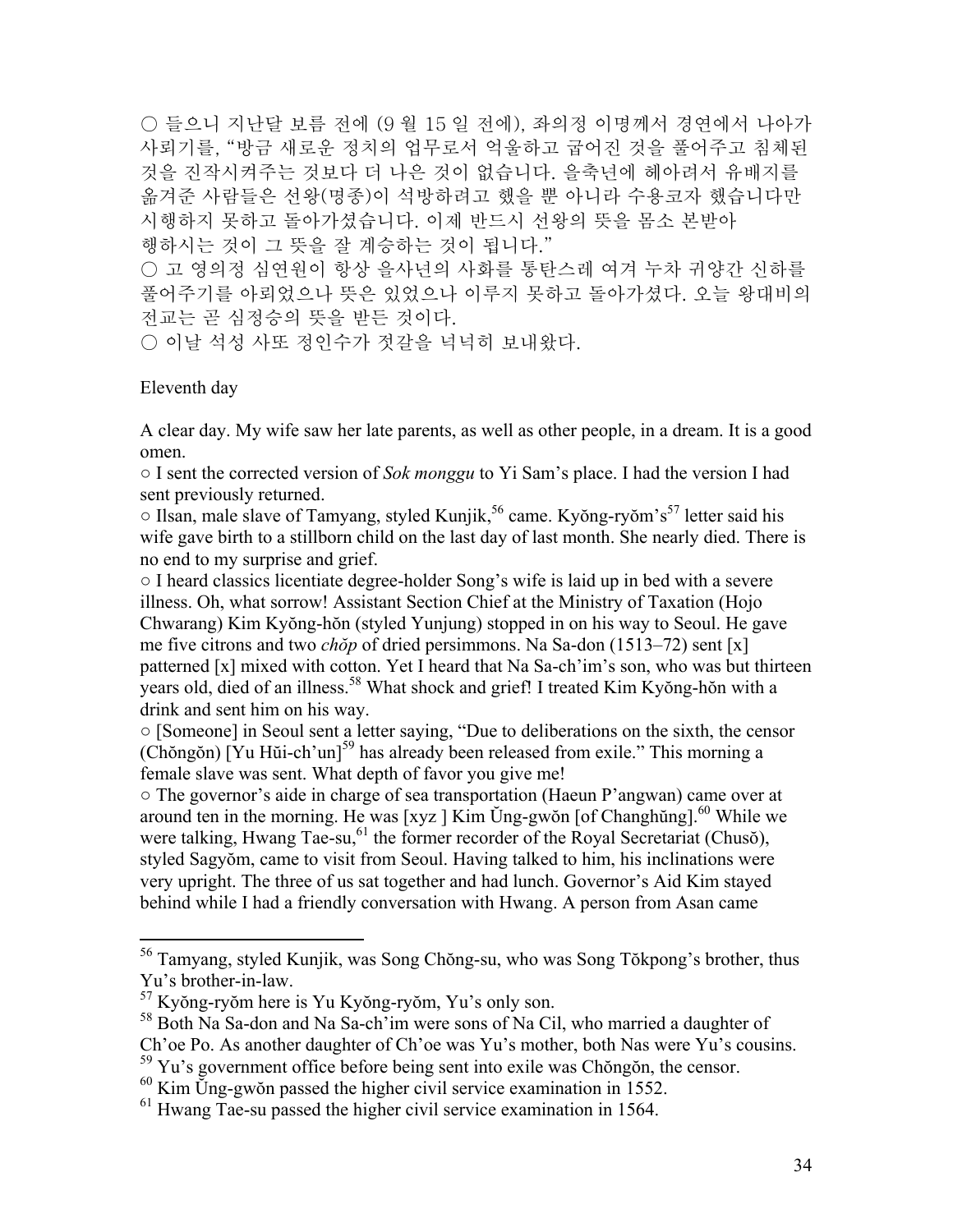○ 들으니 지난달 보름 전에 (9 월 15 일 전에), 좌의정 이명께서 경연에서 나아가 사뢰기를, "방금 새로운 정치의 업무로서 억울하고 굽어진 것을 풀어주고 침체된 것을 진작시켜주는 것보다 더 나은 것이 없습니다. 을축년에 헤아려서 유배지를 옮겨준 사람들은 선왕(명종)이 석방하려고 했을 뿐 아니라 수용코자 했습니다만 시행하지 못하고 돌아가셨습니다. 이제 반드시 선왕의 뜻을 몸소 본받아 행하시는 것이 그 뜻을 잘 계승하는 것이 됩니다."

○ 고 영의정 심연원이 항상 을사년의 사화를 통탄스레 여겨 누차 귀양간 신하를 풀어주기를 아뢰었으나 뜻은 있었으나 이루지 못하고 돌아가셨다. 오늘 왕대비의 전교는 곧 심정승의 뜻을 받든 것이다.

○ 이날 석성 사또 정인수가 젓갈을 넉넉히 보내왔다.

Eleventh day

A clear day. My wife saw her late parents, as well as other people, in a dream. It is a good omen.

○ I sent the corrected version of *Sok monggu* to Yi Sam's place. I had the version I had sent previously returned.

○ Ilsan, male slave of Tamyang, styled Kunjik,[56] came. Kyŏng-ryŏm's[57] letter said his wife gave birth to a stillborn child on the last day of last month. She nearly died. There is no end to my surprise and grief.

○ I heard classics licentiate degree-holder Song's wife is laid up in bed with a severe illness. Oh, what sorrow! Assistant Section Chief at the Ministry of Taxation (Hojo Chwarang) Kim Kyŏng-hŏn (styled Yunjung) stopped in on his way to Seoul. He gave me five citrons and two *chŏp* of dried persimmons. Na Sa-don (1513–72) sent [x] patterned [x] mixed with cotton. Yet I heard that Na Sa-ch'im's son, who was but thirteen years old, died of an illness.[58] What shock and grief! I treated Kim Kyŏng-hŏn with a drink and sent him on his way.

○ [Someone] in Seoul sent a letter saying, "Due to deliberations on the sixth, the censor (Chŏngŏn) [Yu Hŭi-ch'un][59] has already been released from exile." This morning a female slave was sent. What depth of favor you give me!

○ The governor's aide in charge of sea transportation (Haeun P'angwan) came over at around ten in the morning. He was [xyz ] Kim Ŭng-gwŏn [of Changhŭng].[60] While we were talking, Hwang Tae-su,[61] the former recorder of the Royal Secretariat (Chusŏ), styled Sagyŏm, came to visit from Seoul. Having talked to him, his inclinations were very upright. The three of us sat together and had lunch. Governor's Aid Kim stayed behind while I had a friendly conversation with Hwang. A person from Asan came

---

[56] Tamyang, styled Kunjik, was Song Chŏng-su, who was Song Tŏkpong's brother, thus Yu's brother-in-law.

[57] Kyŏng-ryŏm here is Yu Kyŏng-ryŏm, Yu's only son.

[58] Both Na Sa-don and Na Sa-ch'im were sons of Na Cil, who married a daughter of Ch'oe Po. As another daughter of Ch'oe was Yu's mother, both Nas were Yu's cousins.

[59] Yu's government office before being sent into exile was Chŏngŏn, the censor.

[60] Kim Ŭng-gwŏn passed the higher civil service examination in 1552.

[61] Hwang Tae-su passed the higher civil service examination in 1564.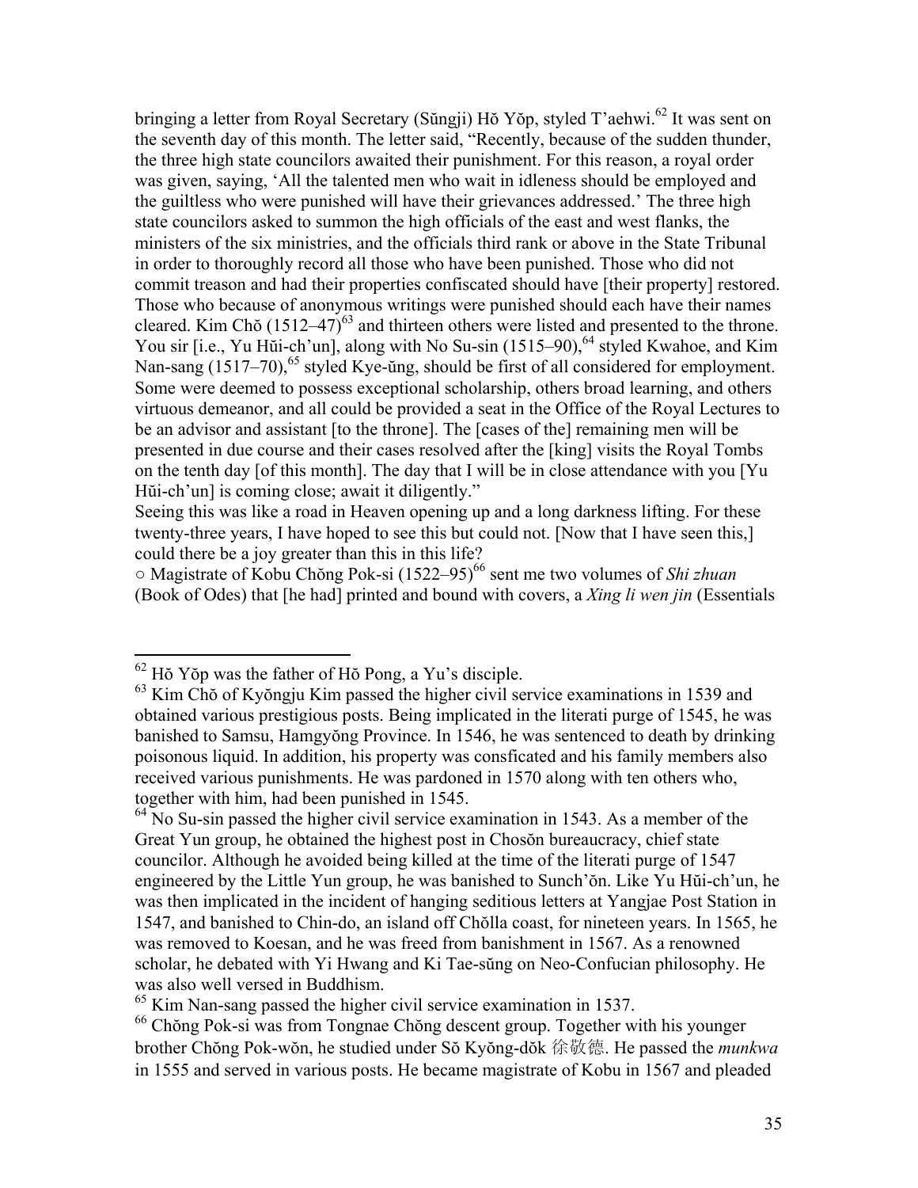bringing a letter from Royal Secretary (Sŭngji) Hŏ Yŏp, styled T'aehwi.[62] It was sent on the seventh day of this month. The letter said, "Recently, because of the sudden thunder, the three high state councilors awaited their punishment. For this reason, a royal order was given, saying, 'All the talented men who wait in idleness should be employed and the guiltless who were punished will have their grievances addressed.' The three high state councilors asked to summon the high officials of the east and west flanks, the ministers of the six ministries, and the officials third rank or above in the State Tribunal in order to thoroughly record all those who have been punished. Those who did not commit treason and had their properties confiscated should have [their property] restored. Those who because of anonymous writings were punished should each have their names cleared. Kim Chŏ (1512–47)[63] and thirteen others were listed and presented to the throne. You sir [i.e., Yu Hŭi-ch'un], along with No Su-sin (1515–90),[64] styled Kwahoe, and Kim Nan-sang (1517–70),[65] styled Kye-ŭng, should be first of all considered for employment. Some were deemed to possess exceptional scholarship, others broad learning, and others virtuous demeanor, and all could be provided a seat in the Office of the Royal Lectures to be an advisor and assistant [to the throne]. The [cases of the] remaining men will be presented in due course and their cases resolved after the [king] visits the Royal Tombs on the tenth day [of this month]. The day that I will be in close attendance with you [Yu Hŭi-ch'un] is coming close; await it diligently."

Seeing this was like a road in Heaven opening up and a long darkness lifting. For these twenty-three years, I have hoped to see this but could not. [Now that I have seen this,] could there be a joy greater than this in this life?

○ Magistrate of Kobu Chŏng Pok-si (1522–95)[66] sent me two volumes of *Shi zhuan* (Book of Odes) that [he had] printed and bound with covers, a *Xing li wen jin* (Essentials

---

[62] Hŏ Yŏp was the father of Hŏ Pong, a Yu's disciple.

[63] Kim Chŏ of Kyŏngju Kim passed the higher civil service examinations in 1539 and obtained various prestigious posts. Being implicated in the literati purge of 1545, he was banished to Samsu, Hamgyŏng Province. In 1546, he was sentenced to death by drinking poisonous liquid. In addition, his property was consficated and his family members also received various punishments. He was pardoned in 1570 along with ten others who, together with him, had been punished in 1545.

[64] No Su-sin passed the higher civil service examination in 1543. As a member of the Great Yun group, he obtained the highest post in Chosŏn bureaucracy, chief state councilor. Although he avoided being killed at the time of the literati purge of 1547 engineered by the Little Yun group, he was banished to Sunch'ŏn. Like Yu Hŭi-ch'un, he was then implicated in the incident of hanging seditious letters at Yangjae Post Station in 1547, and banished to Chin-do, an island off Chŏlla coast, for nineteen years. In 1565, he was removed to Koesan, and he was freed from banishment in 1567. As a renowned scholar, he debated with Yi Hwang and Ki Tae-sŭng on Neo-Confucian philosophy. He was also well versed in Buddhism.

[65] Kim Nan-sang passed the higher civil service examination in 1537.

[66] Chŏng Pok-si was from Tongnae Chŏng descent group. Together with his younger brother Chŏng Pok-wŏn, he studied under Sŏ Kyŏng-dŏk 徐敬德. He passed the *munkwa* in 1555 and served in various posts. He became magistrate of Kobu in 1567 and pleaded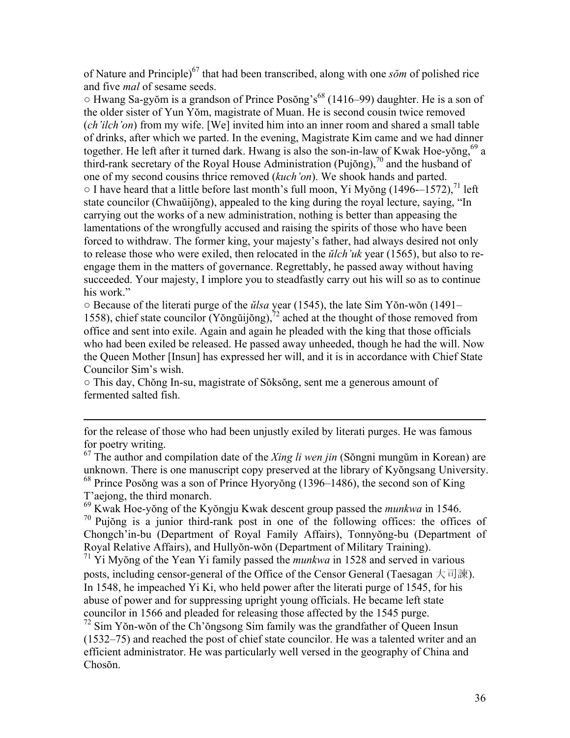of Nature and Principle)[67] that had been transcribed, along with one *sŏm* of polished rice and five *mal* of sesame seeds.

○ Hwang Sa-gyŏm is a grandson of Prince Posŏng's[68] (1416–99) daughter. He is a son of the older sister of Yun Yŏm, magistrate of Muan. He is second cousin twice removed (*ch'ilch'on*) from my wife. [We] invited him into an inner room and shared a small table of drinks, after which we parted. In the evening, Magistrate Kim came and we had dinner together. He left after it turned dark. Hwang is also the son-in-law of Kwak Hoe-yŏng,[69] a third-rank secretary of the Royal House Administration (Pujŏng),[70] and the husband of one of my second cousins thrice removed (*kuch'on*). We shook hands and parted.

○ I have heard that a little before last month's full moon, Yi Myŏng (1496-–1572),[71] left state councilor (Chwaŭijŏng), appealed to the king during the royal lecture, saying, "In carrying out the works of a new administration, nothing is better than appeasing the lamentations of the wrongfully accused and raising the spirits of those who have been forced to withdraw. The former king, your majesty's father, had always desired not only to release those who were exiled, then relocated in the *ŭlch'uk* year (1565), but also to re-engage them in the matters of governance. Regrettably, he passed away without having succeeded. Your majesty, I implore you to steadfastly carry out his will so as to continue his work."

○ Because of the literati purge of the *ŭlsa* year (1545), the late Sim Yŏn-wŏn (1491–1558), chief state councilor (Yŏngŭijŏng),[72] ached at the thought of those removed from office and sent into exile. Again and again he pleaded with the king that those officials who had been exiled be released. He passed away unheeded, though he had the will. Now the Queen Mother [Insun] has expressed her will, and it is in accordance with Chief State Councilor Sim's wish.

○ This day, Chŏng In-su, magistrate of Sŏksŏng, sent me a generous amount of fermented salted fish.

---

for the release of those who had been unjustly exiled by literati purges. He was famous for poetry writing.

[67] The author and compilation date of the *Xing li wen jin* (Sŏngni mungŭm in Korean) are unknown. There is one manuscript copy preserved at the library of Kyŏngsang University.

[68] Prince Posŏng was a son of Prince Hyoryŏng (1396–1486), the second son of King T'aejong, the third monarch.

[69] Kwak Hoe-yŏng of the Kyŏngju Kwak descent group passed the *munkwa* in 1546.

[70] Pujŏng is a junior third-rank post in one of the following offices: the offices of Chongch'in-bu (Department of Royal Family Affairs), Tonnyŏng-bu (Department of Royal Relative Affairs), and Hullyŏn-wŏn (Department of Military Training).

[71] Yi Myŏng of the Yean Yi family passed the *munkwa* in 1528 and served in various posts, including censor-general of the Office of the Censor General (Taesagan 大司諫). In 1548, he impeached Yi Ki, who held power after the literati purge of 1545, for his abuse of power and for suppressing upright young officials. He became left state councilor in 1566 and pleaded for releasing those affected by the 1545 purge.

[72] Sim Yŏn-wŏn of the Ch'ŏngsong Sim family was the grandfather of Queen Insun (1532–75) and reached the post of chief state councilor. He was a talented writer and an efficient administrator. He was particularly well versed in the geography of China and Chosŏn.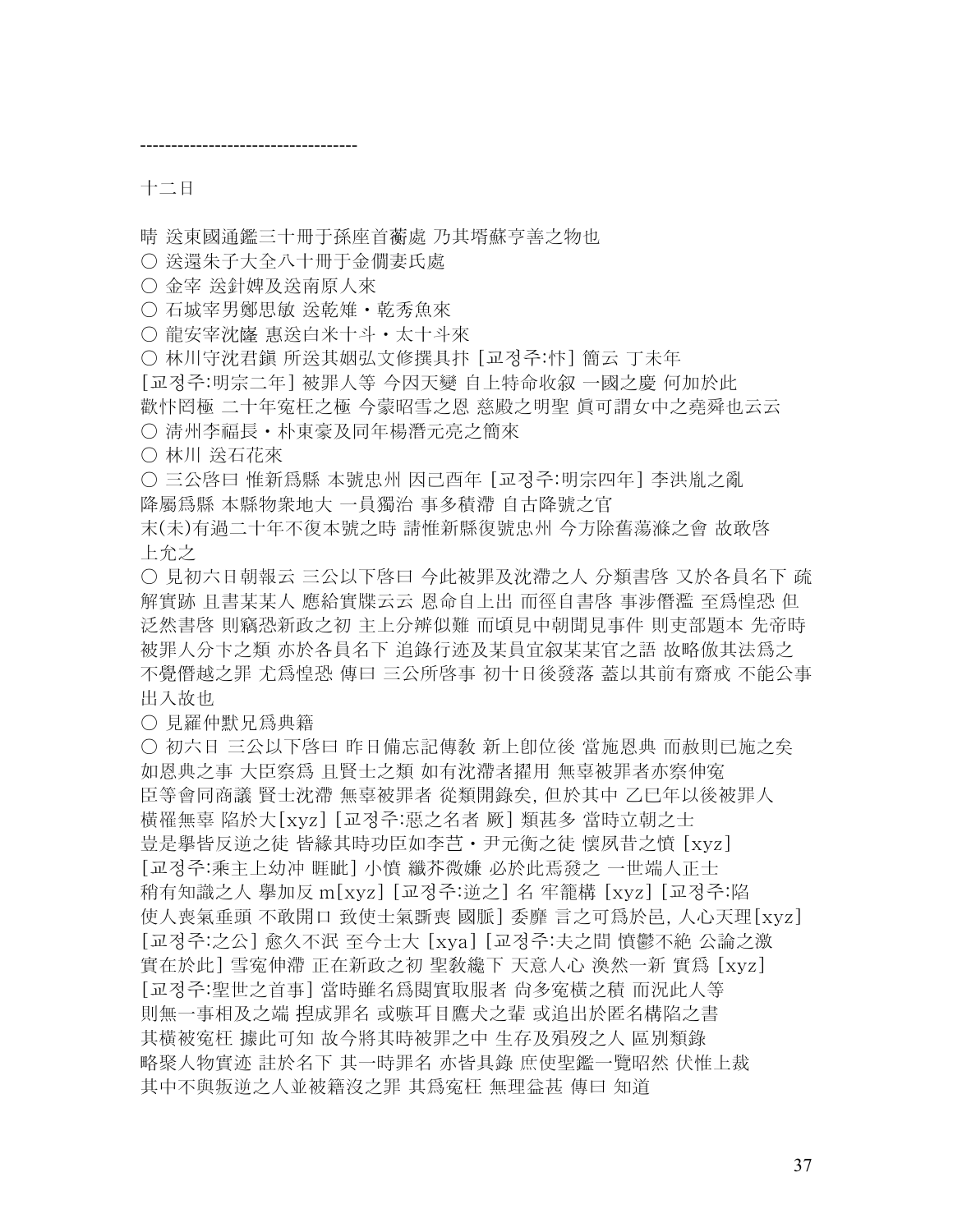-----------------------------------

十二日

晴 送東國通鑑三十冊于孫座首蘅處 乃其壻蘇亭善之物也
○ 送還朱子大全八十冊于金倜妻氏處
○ 金宰 送針婢及送南原人來
○ 石城宰男鄭思敏 送乾雉・乾秀魚來
○ 龍安宰沈隆 惠送白米十斗・太十斗來
○ 林川守沈君鎭 所送其姻弘文修撰具抃 [교정주:忭] 簡云 丁未年 [교정주:明宗二年] 被罪人等 今因天變 自上特命收叙 一國之慶 何加於此 歡忭罔極 二十年寃枉之極 今蒙昭雪之恩 慈殿之明聖 眞可謂女中之堯舜也云云
○ 淸州李福長・朴東豪及同年楊潛元亮之簡來
○ 林川 送石花來
○ 三公啓曰 惟新爲縣 本號忠州 因己酉年 [교정주:明宗四年] 李洪胤之亂 降屬爲縣 本縣物衆地大 一員獨治 事多積滯 自古降號之官 末(未)有過二十年不復本號之時 請惟新縣復號忠州 今方除舊蕩滌之會 故敢啓 上允之
○ 見初六日朝報云 三公以下啓曰 今此被罪及沈滯之人 分類書啓 又於各員名下 疏解實跡 且書某某人 應給實牒云云 恩命自上出 而徑自書啓 事涉僭濫 至爲惶恐 但泛然書啓 則竊恐新政之初 主上分辨似難 而頃見中朝聞見事件 則吏部題本 先帝時被罪人分卞之類 亦於各員名下 追錄行迹及某員宜叙某某官之語 故略倣其法爲之 不覺僭越之罪 尤爲惶恐 傳曰 三公所啓事 初十日後發落 蓋以其前有齋戒 不能公事出入故也
○ 見羅仲默兄爲典籍
○ 初六日 三公以下啓曰 昨日備忘記傳敎 新上卽位後 當施恩典 而赦則已施之矣 如恩典之事 大臣察爲 且賢士之類 如有沈滯者擢用 無辜被罪者亦察伸寃 臣等會同商議 賢士沈滯 無辜被罪者 從類開錄矣, 但於其中 乙巳年以後被罪人 橫罹無辜 陷於大[xyz] [교정주:惡之名者 厥] 類甚多 當時立朝之士 豈是擧皆反逆之徒 皆緣其時功臣如李芑・尹元衡之徒 懷夙昔之憤 [xyz] [교정주:乘主上幼冲 睚眦] 小憤 纖芥微嫌 必於此焉發之 一世端人正士 稍有知識之人 擧加反 m[xyz] [교정주:逆之] 名 牢籠構 [xyz] [교정주:陷 使人喪氣垂頭 不敢開口 致使士氣斲喪 國脈] 委靡 言之可爲於邑, 人心天理[xyz] [교정주:之公] 愈久不泯 至今士大 [xya] [교정주:夫之間 憤鬱不絶 公論之激 實在於此] 雪寃伸滯 正在新政之初 聖敎纔下 天意人心 渙然一新 實爲 [xyz] [교정주:聖世之首事] 當時雖名爲閱實取服者 尙多寃橫之積 而況此人等 則無一事相及之端 捏成罪名 或睺耳目鷹犬之輩 或追出於匿名構陷之書 其橫被寃枉 據此可知 故今將其時被罪之中 生存及殞歿之人 區別類錄 略聚人物實迹 註於名下 其一時罪名 亦皆具錄 庶使聖鑑一覽昭然 伏惟上裁 其中不與叛逆之人並被籍沒之罪 其爲寃枉 無理益甚 傳曰 知道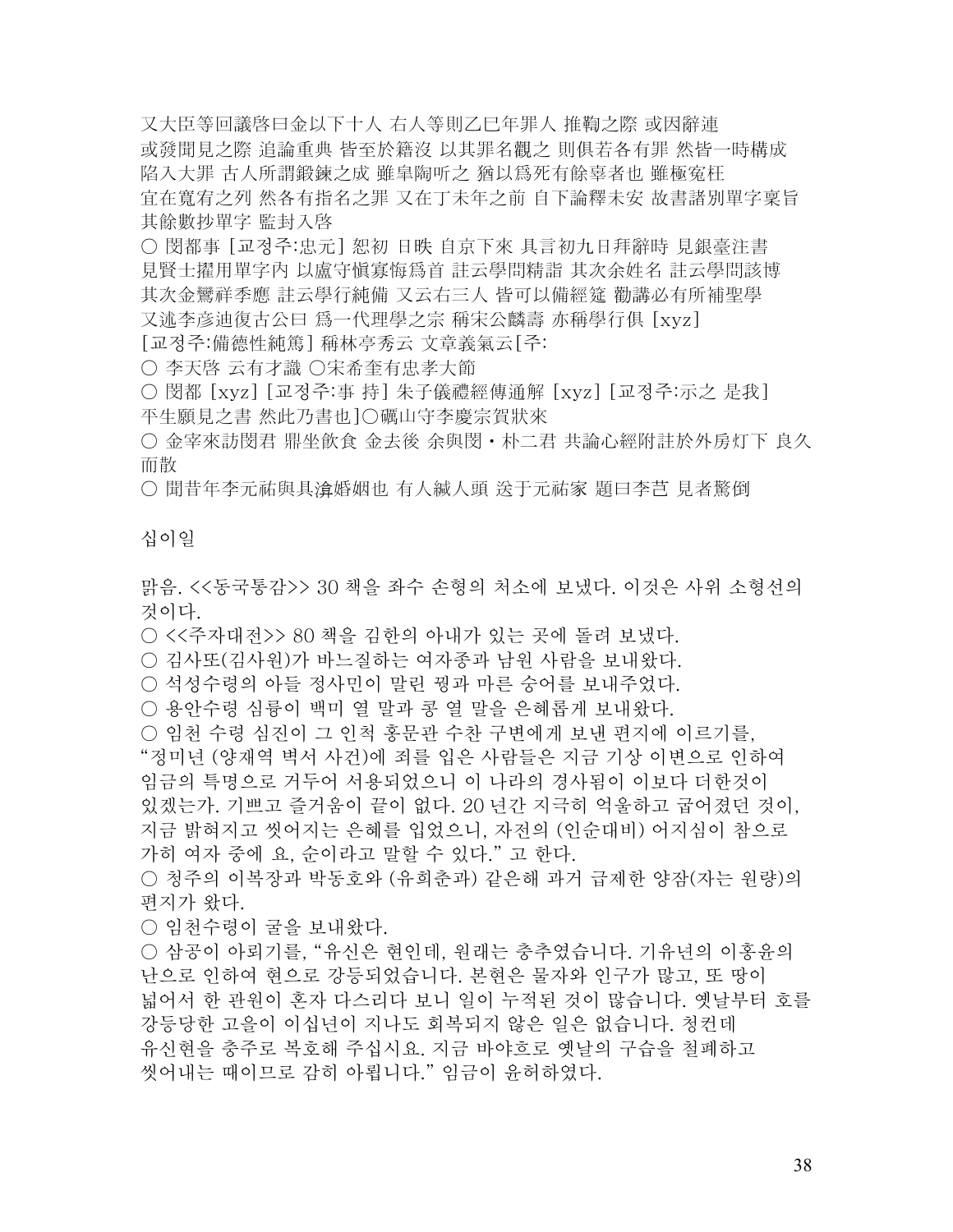又大臣等回議啓曰金以下十人 右人等則乙巳年罪人 推鞫之際 或因辭連
或發聞見之際 追論重典 皆至於籍沒 以其罪名觀之 則俱若各有罪 然皆一時構成
陷入大罪 古人所謂鍛鍊之成 雖皐陶听之 猶以爲死有餘辜者也 雖極寃枉
宜在寬宥之列 然各有指名之罪 又在丁未年之前 自下論釋未安 故書諸別單字稟旨
其餘數抄單字 監封入啓

○ 閔都事 [교정주:忠元] 恕初 日昳 自京下來 具言初九日拜辭時 見銀臺注書
見賢士擢用單字內 以盧守愼寡悔爲首 註云學問精詣 其次余姓名 註云學問該博
其次金鸞祥季應 註云學行純備 又云右三人 皆可以備經筵 勸講必有所補聖學
又述李彦迪復古公曰 爲一代理學之宗 稱宋公麟壽 亦稱學行俱 [xyz]
[교정주:備德性純篤] 稱林亭秀云 文章義氣云[주:

○ 李天啓 云有才識 ○宋希奎有忠孝大節

○ 閔都 [xyz] [교정주:事 持] 朱子儀禮經傳通解 [xyz] [교정주:示之 是我]
平生願見之書 然此乃書也]○礪山守李慶宗賀狀來

○ 金宰來訪閔君 鼎坐飮食 金去後 余與閔・朴二君 共論心經附註於外房灯下 良久
而散

○ 聞昔年李元祐與具渰婚姻也 有人緘人頭 送于元祐家 題曰李芑 見者驚倒

십이일

맑음. <<동국통감>> 30 책을 좌수 손형의 처소에 보냈다. 이것은 사위 소형선의
것이다.

○ <<주자대전>> 80 책을 김한의 아내가 있는 곳에 돌려 보냈다.

○ 김사또(김사원)가 바느질하는 여자종과 남원 사람을 보내왔다.

○ 석성수령의 아들 정사민이 말린 꿩과 마른 숭어를 보내주었다.

○ 용안수령 심륭이 백미 열 말과 콩 열 말을 은혜롭게 보내왔다.

○ 임천 수령 심진이 그 인척 홍문관 수찬 구변에게 보낸 편지에 이르기를,
"정미년 (양재역 벽서 사건)에 죄를 입은 사람들은 지금 기상 이변으로 인하여
임금의 특명으로 거두어 서용되었으니 이 나라의 경사됨이 이보다 더한것이
있겠는가. 기쁘고 즐거움이 끝이 없다. 20 년간 지극히 억울하고 굽어졌던 것이,
지금 밝혀지고 씻어지는 은혜를 입었으니, 자전의 (인순대비) 어지심이 참으로
가히 여자 중에 요, 순이라고 말할 수 있다." 고 한다.

○ 청주의 이복장과 박동호와 (유희춘과) 같은해 과거 급제한 양잠(자는 원량)의
편지가 왔다.

○ 임천수령이 굴을 보내왔다.

○ 삼공이 아뢰기를, "유신은 현인데, 원래는 충추였습니다. 기유년의 이홍윤의
난으로 인하여 현으로 강등되었습니다. 본현은 물자와 인구가 많고, 또 땅이
넓어서 한 관원이 혼자 다스리다 보니 일이 누적된 것이 많습니다. 옛날부터 호를
강등당한 고을이 이십년이 지나도 회복되지 않은 일은 없습니다. 청컨데
유신현을 충주로 복호해 주십시요. 지금 바야흐로 옛날의 구습을 철폐하고
씻어내는 때이므로 감히 아뢰옵니다." 임금이 윤허하였다.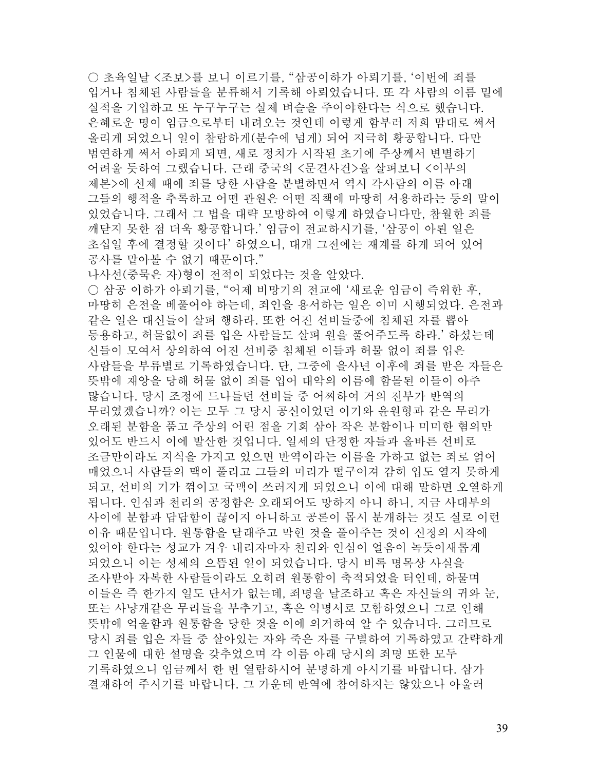○ 초육일날 <조보>를 보니 이르기를, "삼공이하가 아뢰기를, '이번에 죄를 입거나 침체된 사람들을 분류해서 기록해 아뢰었습니다. 또 각 사람의 이름 밑에 실적을 기입하고 또 누구누구는 실제 벼슬을 주어야한다는 식으로 했습니다. 은혜로운 명이 임금으로부터 내려오는 것인데 이렇게 함부러 저희 맘대로 써서 올리게 되었으니 일이 참람하게(분수에 넘게) 되어 지극히 황공합니다. 다만 범연하게 써서 아뢰게 되면, 새로 정치가 시작된 초기에 주상께서 변별하기 어려울 듯하여 그랬습니다. 근래 중국의 <문견사건>을 살펴보니 <이부의 제본>에 선제 때에 죄를 당한 사람을 분별하면서 역시 각사람의 이름 아래 그들의 행적을 추록하고 어떤 관원은 어떤 직책에 마땅히 서용하라는 등의 말이 있었습니다. 그래서 그 법을 대략 모방하여 이렇게 하였습니다만, 참월한 죄를 깨닫지 못한 점 더욱 황공합니다.' 임금이 전교하시기를, '삼공이 아뢴 일은 초십일 후에 결정할 것이다' 하였으니, 대개 그전에는 재계를 하게 되어 있어 공사를 맡아볼 수 없기 때문이다."
나사선(중묵은 자)형이 전적이 되었다는 것을 알았다.
○ 삼공 이하가 아뢰기를, "어제 비망기의 전교에 '새로운 임금이 즉위한 후, 마땅히 은전을 베풀어야 하는데, 죄인을 용서하는 일은 이미 시행되었다. 은전과 같은 일은 대신들이 살펴 행하라. 또한 어진 선비들중에 침체된 자를 뽑아 등용하고, 허물없이 죄를 입은 사람들도 살펴 원을 풀어주도록 하라.' 하셨는데 신들이 모여서 상의하여 어진 선비중 침체된 이들과 허물 없이 죄를 입은 사람들을 부류별로 기록하였습니다. 단, 그중에 을사년 이후에 죄를 받은 자들은 뜻밖에 재앙을 당해 허물 없이 죄를 입어 대악의 이름에 함몰된 이들이 아주 많습니다. 당시 조정에 드나들던 선비들 중 어찌하여 거의 전부가 반역의 무리였겠습니까? 이는 모두 그 당시 공신이었던 이기와 윤원형과 같은 무리가 오래된 분함을 품고 주상의 어린 점을 기회 삼아 작은 분함이나 미미한 혐의만 있어도 반드시 이에 발산한 것입니다. 일세의 단정한 자들과 올바른 선비로 조금만이라도 지식을 가지고 있으면 반역이라는 이름을 가하고 없는 죄로 얽어 매었으니 사람들의 맥이 풀리고 그들의 머리가 떨구어져 감히 입도 열지 못하게 되고, 선비의 기가 꺾이고 국맥이 쓰러지게 되었으니 이에 대해 말하면 오열하게 됩니다. 인심과 천리의 공정함은 오래되어도 망하지 아니 하니, 지금 사대부의 사이에 분함과 답답함이 끊이지 아니하고 공론이 몹시 분개하는 것도 실로 이런 이유 때문입니다. 원통함을 달래주고 막힌 것을 풀어주는 것이 신정의 시작에 있어야 한다는 성교가 겨우 내리자마자 천리와 인심이 얼음이 녹듯이새롭게 되었으니 이는 성세의 으뜸된 일이 되었습니다. 당시 비록 명목상 사실을 조사받아 자복한 사람들이라도 오히려 원통함이 축적되었을 터인데, 하물며 이들은 즉 한가지 일도 단서가 없는데, 죄명을 날조하고 혹은 자신들의 귀와 눈, 또는 사냥개같은 무리들을 부추기고, 혹은 익명서로 모함하였으니 그로 인해 뜻밖에 억울함과 원통함을 당한 것을 이에 의거하여 알 수 있습니다. 그러므로 당시 죄를 입은 자들 중 살아있는 자와 죽은 자를 구별하여 기록하였고 간략하게 그 인물에 대한 설명을 갖추었으며 각 이름 아래 당시의 죄명 또한 모두 기록하였으니 임금께서 한 번 열람하시어 분명하게 아시기를 바랍니다. 삼가 결재하여 주시기를 바랍니다. 그 가운데 반역에 참여하지는 않았으나 아울러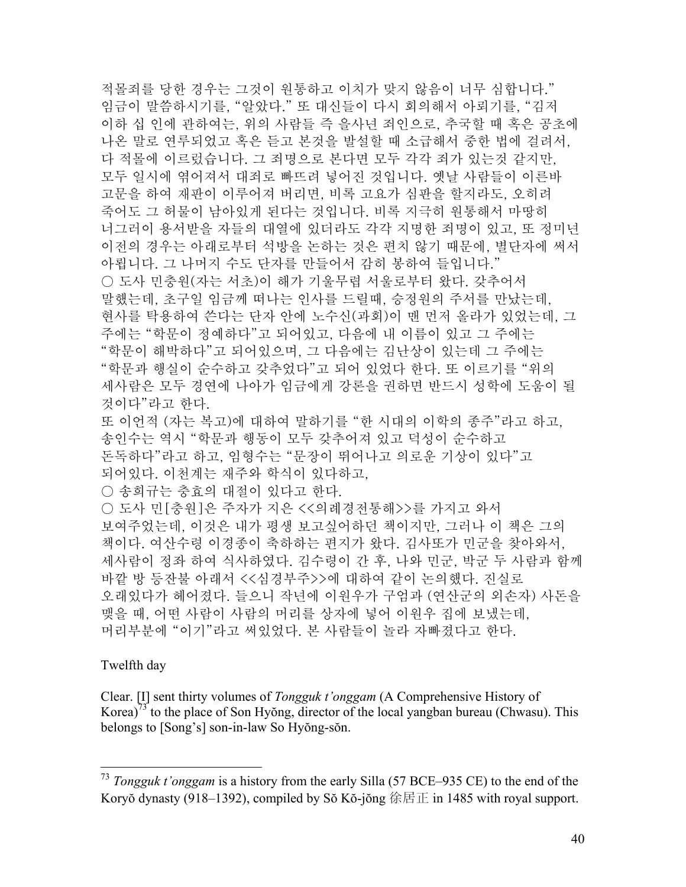적몰죄를 당한 경우는 그것이 원통하고 이치가 맞지 않음이 너무 심합니다." 임금이 말씀하시기를, "알았다." 또 대신들이 다시 회의해서 아뢰기를, "김저 이하 십 인에 관하여는, 위의 사람들 즉 을사년 죄인으로, 추국할 때 혹은 공초에 나온 말로 연루되었고 혹은 듣고 본것을 발설할 때 소급해서 중한 법에 걸려서, 다 적몰에 이르렀습니다. 그 죄명으로 본다면 모두 각각 죄가 있는것 같지만, 모두 일시에 엮어져서 대죄로 빠뜨려 넣어진 것입니다. 옛날 사람들이 이른바 고문을 하여 재판이 이루어져 버리면, 비록 고요가 심판을 할지라도, 오히려 죽어도 그 허물이 남아있게 된다는 것입니다. 비록 지극히 원통해서 마땅히 너그러이 용서받을 자들의 대열에 있더라도 각각 지명한 죄명이 있고, 또 정미년 이전의 경우는 아래로부터 석방을 논하는 것은 편치 않기 때문에, 별단자에 써서 아룁니다. 그 나머지 수도 단자를 만들어서 감히 봉하여 들입니다."
○ 도사 민충원(자는 서초)이 해가 기울무렵 서울로부터 왔다. 갖추어서 말했는데, 초구일 임금께 떠나는 인사를 드릴때, 승정원의 주서를 만났는데, 현사를 탁용하여 쓴다는 단자 안에 노수신(과회)이 맨 먼저 올라가 있었는데, 그 주에는 "학문이 정예하다"고 되어있고, 다음에 내 이름이 있고 그 주에는 "학문이 해박하다"고 되어있으며, 그 다음에는 김난상이 있는데 그 주에는 "학문과 행실이 순수하고 갖추었다"고 되어 있었다 한다. 또 이르기를 "위의 세사람은 모두 경연에 나아가 임금에게 강론을 권하면 반드시 성학에 도움이 될 것이다"라고 한다.
또 이언적 (자는 복고)에 대하여 말하기를 "한 시대의 이학의 종주"라고 하고, 송인수는 역시 "학문과 행동이 모두 갖추어져 있고 덕성이 순수하고 돈독하다"라고 하고, 임형수는 "문장이 뛰어나고 의로운 기상이 있다"고 되어있다. 이천계는 재주와 학식이 있다하고,
○ 송희규는 충효의 대절이 있다고 한다.
○ 도사 민[충원]은 주자가 지은 <<의례경전통해>>를 가지고 와서 보여주었는데, 이것은 내가 평생 보고싶어하던 책이지만, 그러나 이 책은 그의 책이다. 여산수령 이경종이 축하하는 편지가 왔다. 김사또가 민군을 찾아와서, 세사람이 정좌 하여 식사하였다. 김수령이 간 후, 나와 민군, 박군 두 사람과 함께 바깥 방 등잔불 아래서 <<심경부주>>에 대하여 같이 논의했다. 진실로 오래있다가 헤어졌다. 들으니 작년에 이원우가 구엄과 (연산군의 외손자) 사돈을 맺을 때, 어떤 사람이 사람의 머리를 상자에 넣어 이원우 집에 보냈는데, 머리부분에 "이기"라고 써있었다. 본 사람들이 놀라 자빠졌다고 한다.

Twelfth day

Clear. [I] sent thirty volumes of *Tongguk t'onggam* (A Comprehensive History of Korea)[73] to the place of Son Hyŏng, director of the local yangban bureau (Chwasu). This belongs to [Song's] son-in-law So Hyŏng-sŏn.

---

[73] *Tongguk t'onggam* is a history from the early Silla (57 BCE–935 CE) to the end of the Koryŏ dynasty (918–1392), compiled by Sŏ Kŏ-jŏng 徐居正 in 1485 with royal support.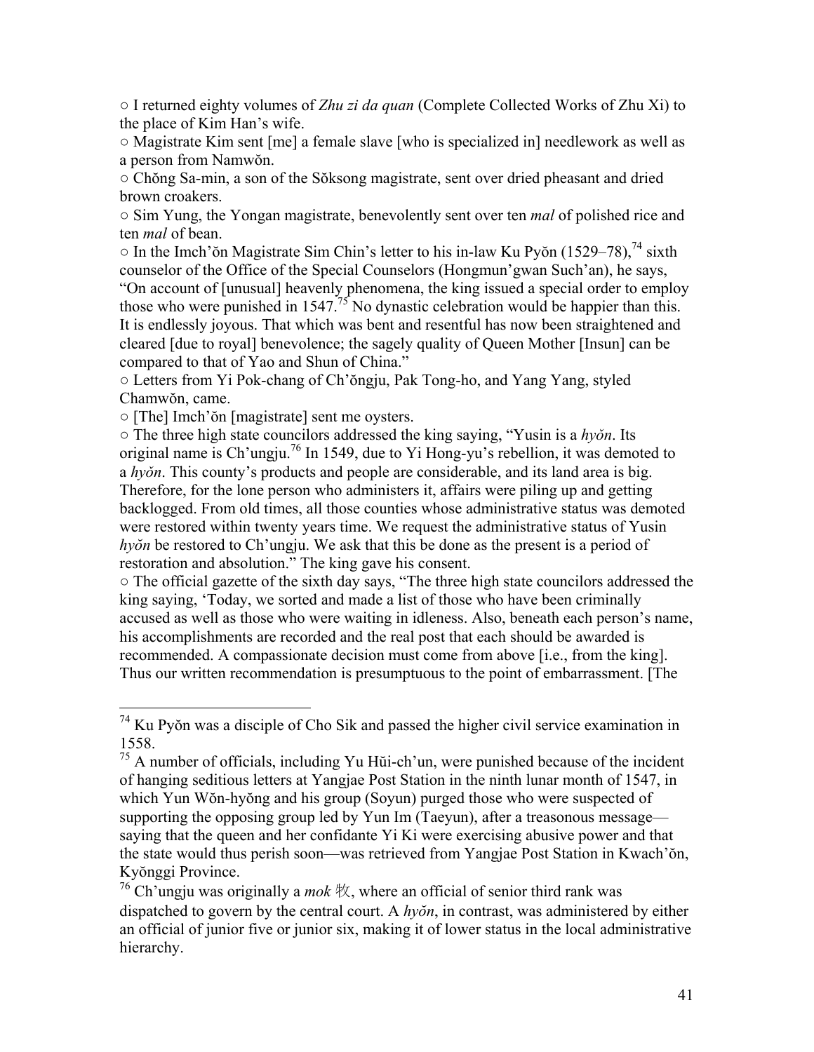○ I returned eighty volumes of *Zhu zi da quan* (Complete Collected Works of Zhu Xi) to the place of Kim Han's wife.

○ Magistrate Kim sent [me] a female slave [who is specialized in] needlework as well as a person from Namwŏn.

○ Chŏng Sa-min, a son of the Sŏksong magistrate, sent over dried pheasant and dried brown croakers.

○ Sim Yung, the Yongan magistrate, benevolently sent over ten *mal* of polished rice and ten *mal* of bean.

○ In the Imch'ŏn Magistrate Sim Chin's letter to his in-law Ku Pyŏn (1529–78),[74] sixth counselor of the Office of the Special Counselors (Hongmun'gwan Such'an), he says, "On account of [unusual] heavenly phenomena, the king issued a special order to employ those who were punished in 1547.[75] No dynastic celebration would be happier than this. It is endlessly joyous. That which was bent and resentful has now been straightened and cleared [due to royal] benevolence; the sagely quality of Queen Mother [Insun] can be compared to that of Yao and Shun of China."

○ Letters from Yi Pok-chang of Ch'ŏngju, Pak Tong-ho, and Yang Yang, styled Chamwŏn, came.

○ [The] Imch'ŏn [magistrate] sent me oysters.

○ The three high state councilors addressed the king saying, "Yusin is a *hyŏn*. Its original name is Ch'ungju.[76] In 1549, due to Yi Hong-yu's rebellion, it was demoted to a *hyŏn*. This county's products and people are considerable, and its land area is big. Therefore, for the lone person who administers it, affairs were piling up and getting backlogged. From old times, all those counties whose administrative status was demoted were restored within twenty years time. We request the administrative status of Yusin *hyŏn* be restored to Ch'ungju. We ask that this be done as the present is a period of restoration and absolution." The king gave his consent.

○ The official gazette of the sixth day says, "The three high state councilors addressed the king saying, 'Today, we sorted and made a list of those who have been criminally accused as well as those who were waiting in idleness. Also, beneath each person's name, his accomplishments are recorded and the real post that each should be awarded is recommended. A compassionate decision must come from above [i.e., from the king]. Thus our written recommendation is presumptuous to the point of embarrassment. [The

---

[74] Ku Pyŏn was a disciple of Cho Sik and passed the higher civil service examination in 1558.

[75] A number of officials, including Yu Hŭi-ch'un, were punished because of the incident of hanging seditious letters at Yangjae Post Station in the ninth lunar month of 1547, in which Yun Wŏn-hyŏng and his group (Soyun) purged those who were suspected of supporting the opposing group led by Yun Im (Taeyun), after a treasonous message—saying that the queen and her confidante Yi Ki were exercising abusive power and that the state would thus perish soon—was retrieved from Yangjae Post Station in Kwach'ŏn, Kyŏnggi Province.

[76] Ch'ungju was originally a *mok* 牧, where an official of senior third rank was dispatched to govern by the central court. A *hyŏn*, in contrast, was administered by either an official of junior five or junior six, making it of lower status in the local administrative hierarchy.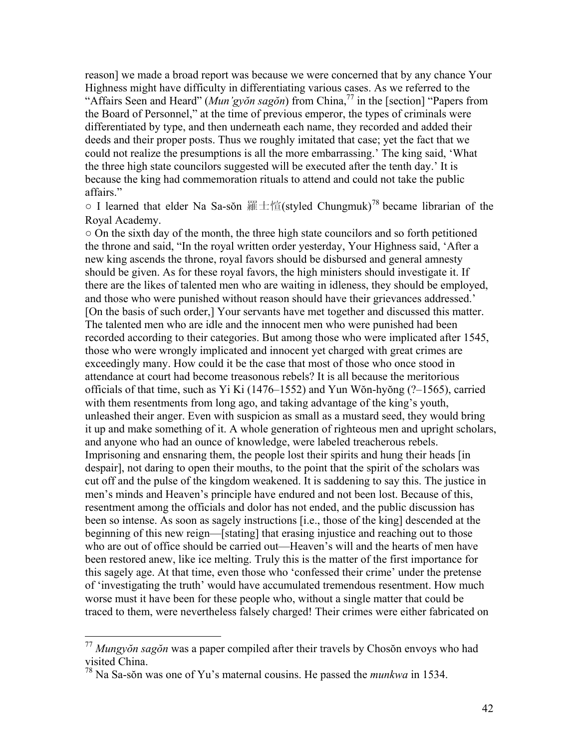reason] we made a broad report was because we were concerned that by any chance Your Highness might have difficulty in differentiating various cases. As we referred to the "Affairs Seen and Heard" (*Mun'gyŏn sagŏn*) from China,[77] in the [section] "Papers from the Board of Personnel," at the time of previous emperor, the types of criminals were differentiated by type, and then underneath each name, they recorded and added their deeds and their proper posts. Thus we roughly imitated that case; yet the fact that we could not realize the presumptions is all the more embarrassing.' The king said, 'What the three high state councilors suggested will be executed after the tenth day.' It is because the king had commemoration rituals to attend and could not take the public affairs."

○ I learned that elder Na Sa-sŏn 羅士愃(styled Chungmuk)[78] became librarian of the Royal Academy.

○ On the sixth day of the month, the three high state councilors and so forth petitioned the throne and said, "In the royal written order yesterday, Your Highness said, 'After a new king ascends the throne, royal favors should be disbursed and general amnesty should be given. As for these royal favors, the high ministers should investigate it. If there are the likes of talented men who are waiting in idleness, they should be employed, and those who were punished without reason should have their grievances addressed.' [On the basis of such order,] Your servants have met together and discussed this matter. The talented men who are idle and the innocent men who were punished had been recorded according to their categories. But among those who were implicated after 1545, those who were wrongly implicated and innocent yet charged with great crimes are exceedingly many. How could it be the case that most of those who once stood in attendance at court had become treasonous rebels? It is all because the meritorious officials of that time, such as Yi Ki (1476–1552) and Yun Wŏn-hyŏng (?–1565), carried with them resentments from long ago, and taking advantage of the king's youth, unleashed their anger. Even with suspicion as small as a mustard seed, they would bring it up and make something of it. A whole generation of righteous men and upright scholars, and anyone who had an ounce of knowledge, were labeled treacherous rebels. Imprisoning and ensnaring them, the people lost their spirits and hung their heads [in despair], not daring to open their mouths, to the point that the spirit of the scholars was cut off and the pulse of the kingdom weakened. It is saddening to say this. The justice in men's minds and Heaven's principle have endured and not been lost. Because of this, resentment among the officials and dolor has not ended, and the public discussion has been so intense. As soon as sagely instructions [i.e., those of the king] descended at the beginning of this new reign—[stating] that erasing injustice and reaching out to those who are out of office should be carried out—Heaven's will and the hearts of men have been restored anew, like ice melting. Truly this is the matter of the first importance for this sagely age. At that time, even those who 'confessed their crime' under the pretense of 'investigating the truth' would have accumulated tremendous resentment. How much worse must it have been for these people who, without a single matter that could be traced to them, were nevertheless falsely charged! Their crimes were either fabricated on

[77] *Mungyŏn sagŏn* was a paper compiled after their travels by Chosŏn envoys who had visited China.

[78] Na Sa-sŏn was one of Yu's maternal cousins. He passed the *munkwa* in 1534.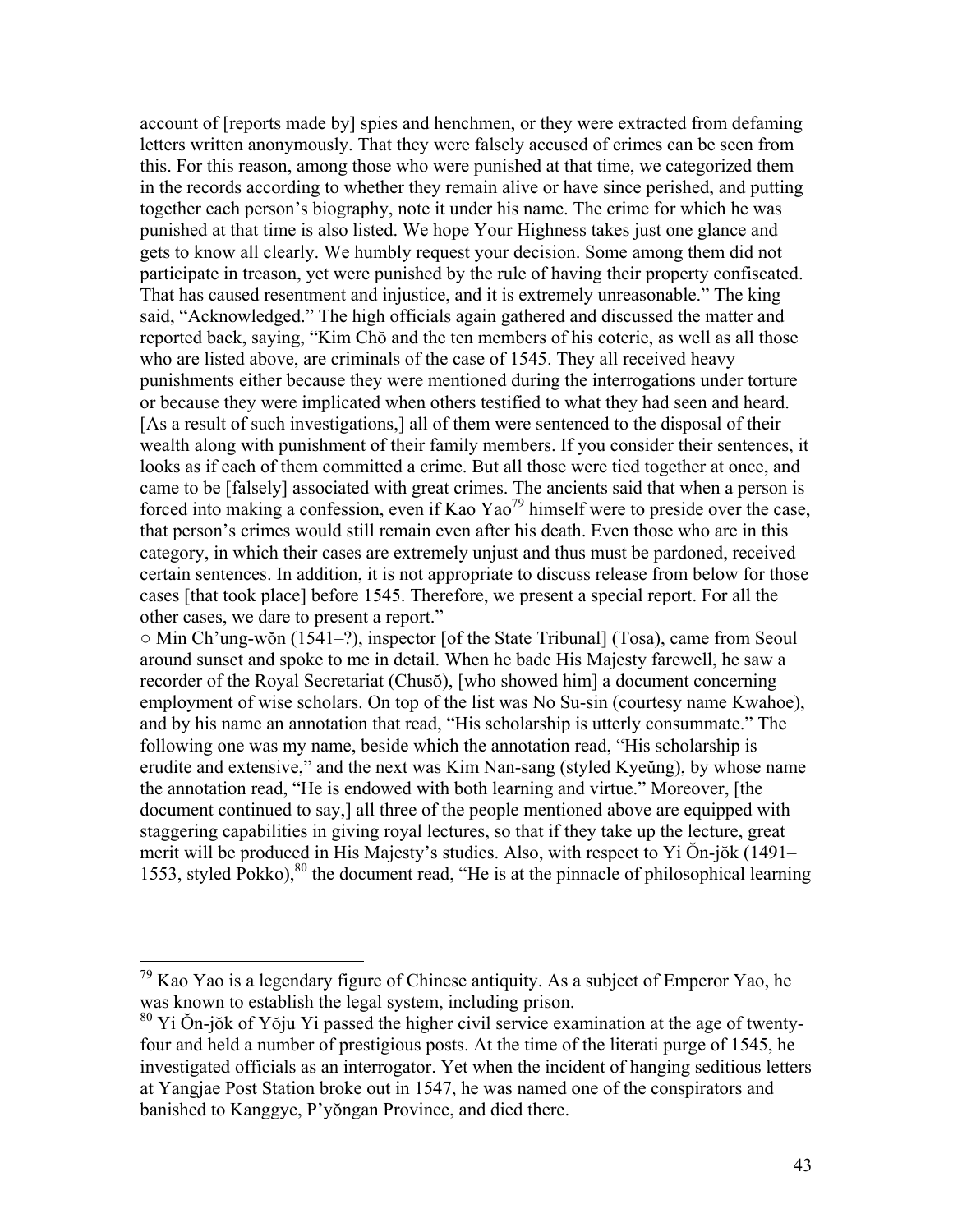account of [reports made by] spies and henchmen, or they were extracted from defaming letters written anonymously. That they were falsely accused of crimes can be seen from this. For this reason, among those who were punished at that time, we categorized them in the records according to whether they remain alive or have since perished, and putting together each person's biography, note it under his name. The crime for which he was punished at that time is also listed. We hope Your Highness takes just one glance and gets to know all clearly. We humbly request your decision. Some among them did not participate in treason, yet were punished by the rule of having their property confiscated. That has caused resentment and injustice, and it is extremely unreasonable." The king said, "Acknowledged." The high officials again gathered and discussed the matter and reported back, saying, "Kim Chŏ and the ten members of his coterie, as well as all those who are listed above, are criminals of the case of 1545. They all received heavy punishments either because they were mentioned during the interrogations under torture or because they were implicated when others testified to what they had seen and heard. [As a result of such investigations,] all of them were sentenced to the disposal of their wealth along with punishment of their family members. If you consider their sentences, it looks as if each of them committed a crime. But all those were tied together at once, and came to be [falsely] associated with great crimes. The ancients said that when a person is forced into making a confession, even if Kao Yao[79] himself were to preside over the case, that person's crimes would still remain even after his death. Even those who are in this category, in which their cases are extremely unjust and thus must be pardoned, received certain sentences. In addition, it is not appropriate to discuss release from below for those cases [that took place] before 1545. Therefore, we present a special report. For all the other cases, we dare to present a report."

○ Min Ch'ung-wŏn (1541–?), inspector [of the State Tribunal] (Tosa), came from Seoul around sunset and spoke to me in detail. When he bade His Majesty farewell, he saw a recorder of the Royal Secretariat (Chusŏ), [who showed him] a document concerning employment of wise scholars. On top of the list was No Su-sin (courtesy name Kwahoe), and by his name an annotation that read, "His scholarship is utterly consummate." The following one was my name, beside which the annotation read, "His scholarship is erudite and extensive," and the next was Kim Nan-sang (styled Kyeŭng), by whose name the annotation read, "He is endowed with both learning and virtue." Moreover, [the document continued to say,] all three of the people mentioned above are equipped with staggering capabilities in giving royal lectures, so that if they take up the lecture, great merit will be produced in His Majesty's studies. Also, with respect to Yi Ŏn-jŏk (1491–1553, styled Pokko),[80] the document read, "He is at the pinnacle of philosophical learning

---

[79] Kao Yao is a legendary figure of Chinese antiquity. As a subject of Emperor Yao, he was known to establish the legal system, including prison.

[80] Yi Ŏn-jŏk of Yŏju Yi passed the higher civil service examination at the age of twenty-four and held a number of prestigious posts. At the time of the literati purge of 1545, he investigated officials as an interrogator. Yet when the incident of hanging seditious letters at Yangjae Post Station broke out in 1547, he was named one of the conspirators and banished to Kanggye, P'yŏngan Province, and died there.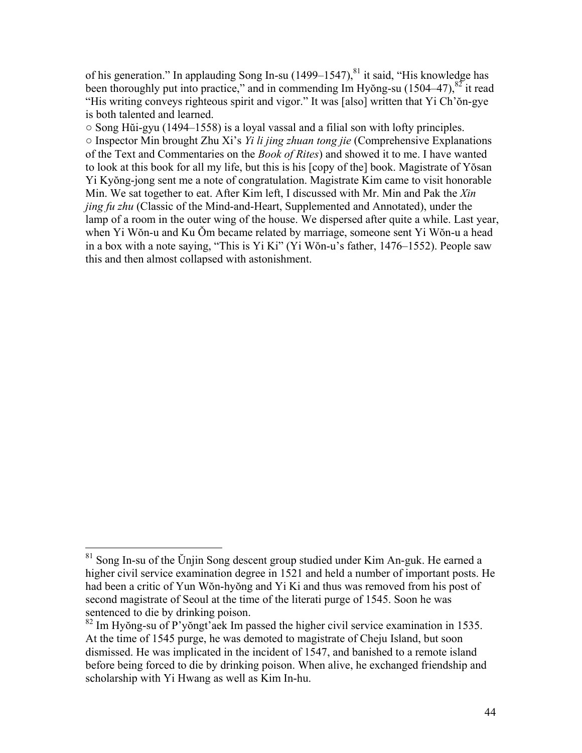of his generation." In applauding Song In-su (1499–1547),[81] it said, "His knowledge has been thoroughly put into practice," and in commending Im Hyŏng-su (1504–47),[82] it read "His writing conveys righteous spirit and vigor." It was [also] written that Yi Ch'ŏn-gye is both talented and learned.

○ Song Hŭi-gyu (1494–1558) is a loyal vassal and a filial son with lofty principles.

○ Inspector Min brought Zhu Xi's *Yi li jing zhuan tong jie* (Comprehensive Explanations of the Text and Commentaries on the *Book of Rites*) and showed it to me. I have wanted to look at this book for all my life, but this is his [copy of the] book. Magistrate of Yŏsan Yi Kyŏng-jong sent me a note of congratulation. Magistrate Kim came to visit honorable Min. We sat together to eat. After Kim left, I discussed with Mr. Min and Pak the *Xin jing fu zhu* (Classic of the Mind-and-Heart, Supplemented and Annotated), under the lamp of a room in the outer wing of the house. We dispersed after quite a while. Last year, when Yi Wŏn-u and Ku Ŏm became related by marriage, someone sent Yi Wŏn-u a head in a box with a note saying, "This is Yi Ki" (Yi Wŏn-u's father, 1476–1552). People saw this and then almost collapsed with astonishment.

---

[81] Song In-su of the Ŭnjin Song descent group studied under Kim An-guk. He earned a higher civil service examination degree in 1521 and held a number of important posts. He had been a critic of Yun Wŏn-hyŏng and Yi Ki and thus was removed from his post of second magistrate of Seoul at the time of the literati purge of 1545. Soon he was sentenced to die by drinking poison.

[82] Im Hyŏng-su of P'yŏngt'aek Im passed the higher civil service examination in 1535. At the time of 1545 purge, he was demoted to magistrate of Cheju Island, but soon dismissed. He was implicated in the incident of 1547, and banished to a remote island before being forced to die by drinking poison. When alive, he exchanged friendship and scholarship with Yi Hwang as well as Kim In-hu.